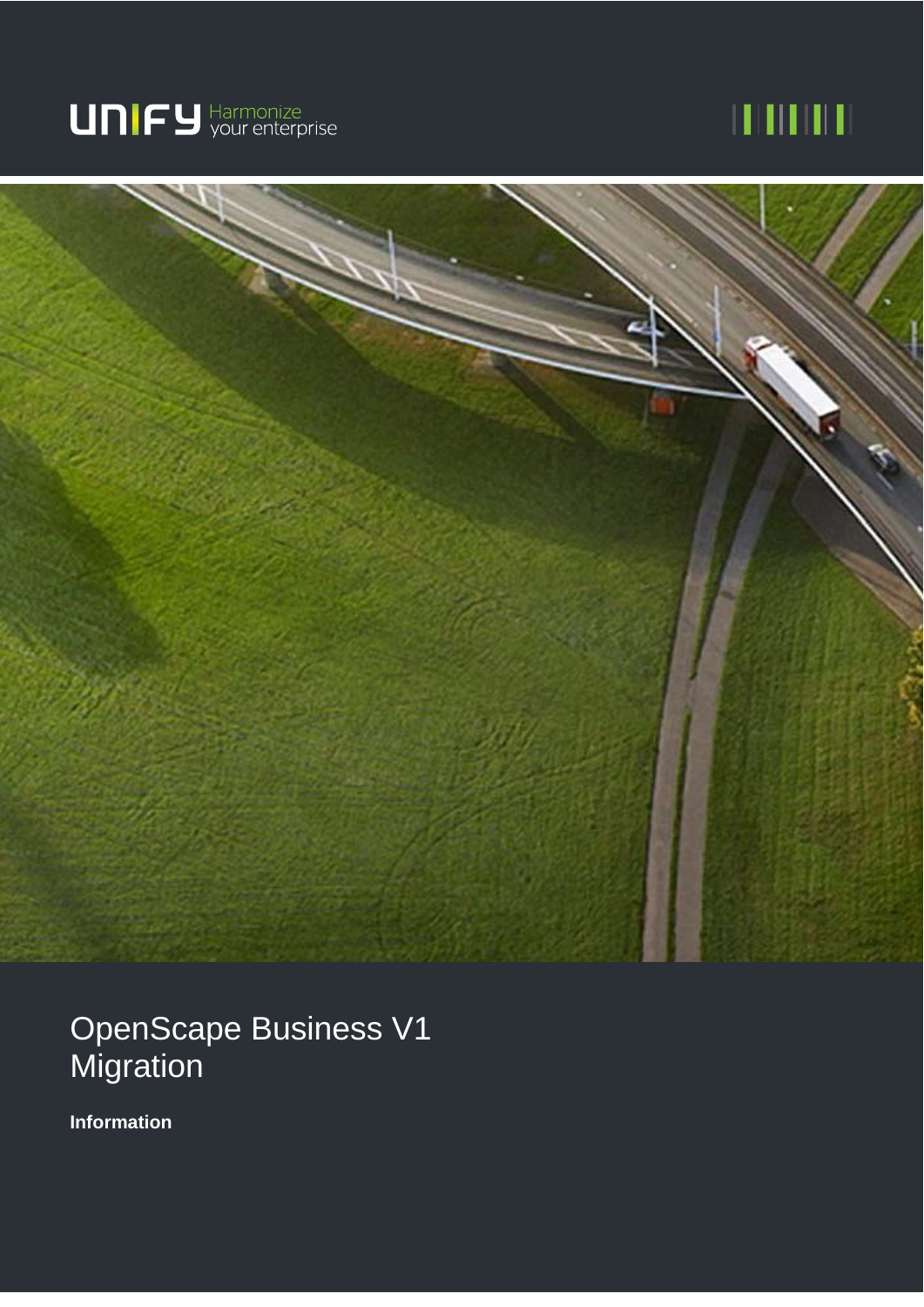UNIFY Harmonize your enterprise

# OpenScape Business V1 Migration

**Information**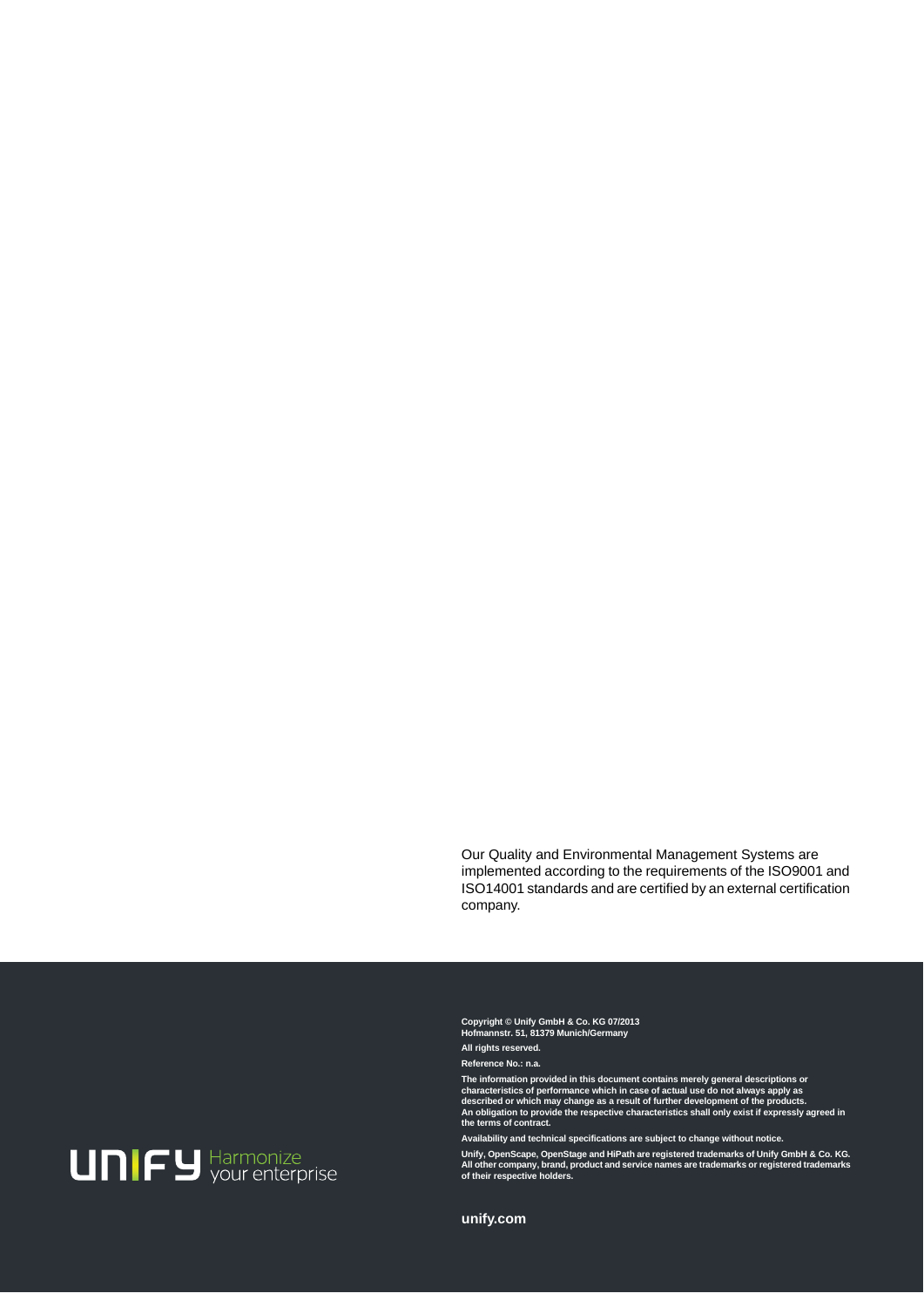Our Quality and Environmental Management Systems are implemented according to the requirements of the ISO9001 and ISO14001 standards and are certified by an external certification company.

**Copyright © Unify GmbH & Co. KG 07/2013**
**Hofmannstr. 51, 81379 Munich/Germany**

**All rights reserved.**

**Reference No.: n.a.**

**The information provided in this document contains merely general descriptions or characteristics of performance which in case of actual use do not always apply as described or which may change as a result of further development of the products. An obligation to provide the respective characteristics shall only exist if expressly agreed in the terms of contract.**

**Availability and technical specifications are subject to change without notice.**

**Unify, OpenScape, OpenStage and HiPath are registered trademarks of Unify GmbH & Co. KG. All other company, brand, product and service names are trademarks or registered trademarks of their respective holders.**

UNIFY Harmonize your enterprise

**unify.com**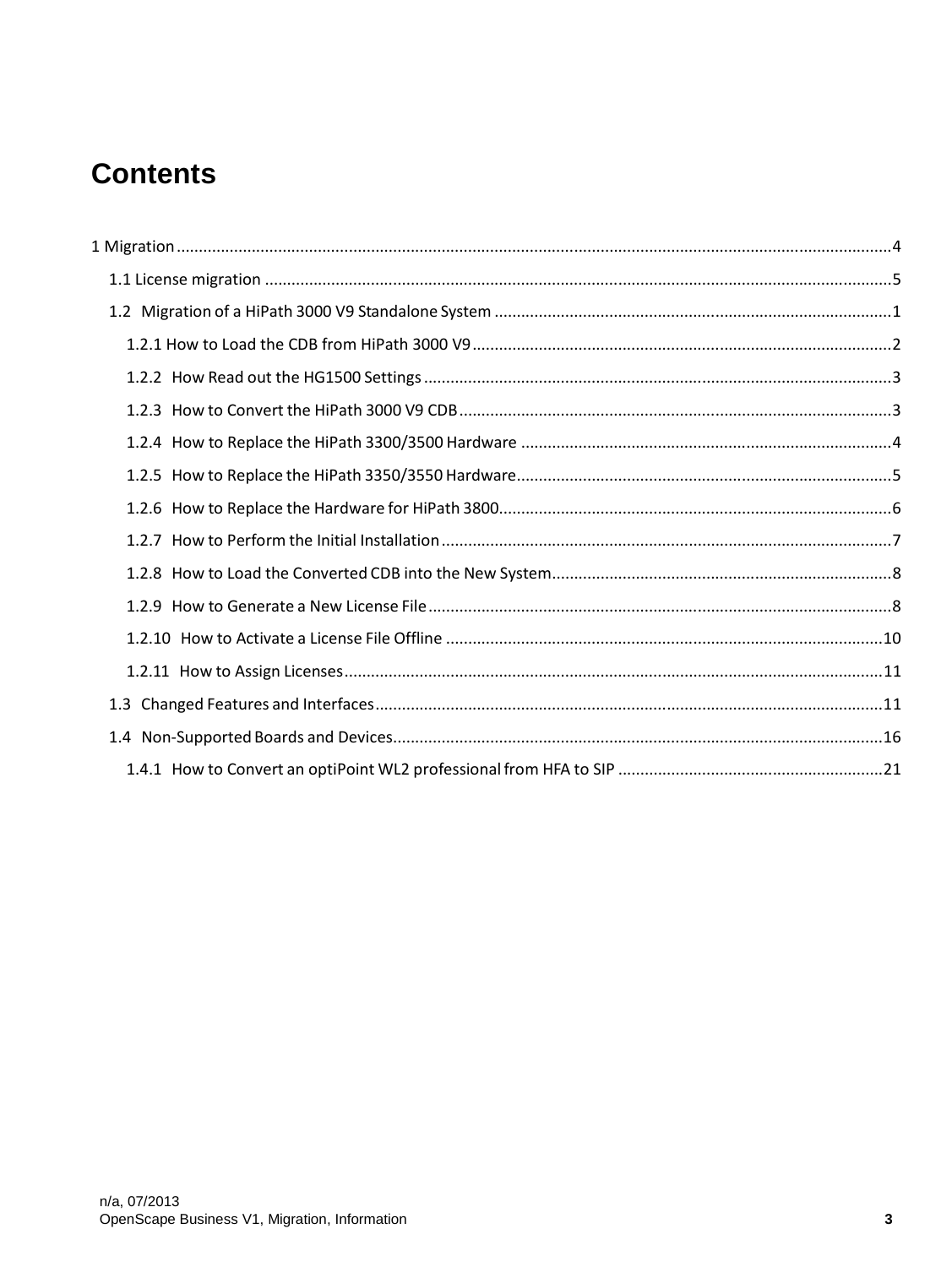# Contents

1 Migration ........................................................................................................................................................4

1.1 License migration .......................................................................................................................................5

1.2 Migration of a HiPath 3000 V9 Standalone System ...................................................................................1

1.2.1 How to Load the CDB from HiPath 3000 V9 ..........................................................................................2

1.2.2 How Read out the HG1500 Settings .......................................................................................................3

1.2.3 How to Convert the HiPath 3000 V9 CDB ...............................................................................................3

1.2.4 How to Replace the HiPath 3300/3500 Hardware ...................................................................................4

1.2.5 How to Replace the HiPath 3350/3550 Hardware ...................................................................................5

1.2.6 How to Replace the Hardware for HiPath 3800.......................................................................................6

1.2.7 How to Perform the Initial Installation ....................................................................................................7

1.2.8 How to Load the Converted CDB into the New System ...........................................................................8

1.2.9 How to Generate a New License File ......................................................................................................8

1.2.10 How to Activate a License File Offline .................................................................................................10

1.2.11 How to Assign Licenses ........................................................................................................................11

1.3 Changed Features and Interfaces .............................................................................................................11

1.4 Non-Supported Boards and Devices ..........................................................................................................16

1.4.1 How to Convert an optiPoint WL2 professional from HFA to SIP ..........................................................21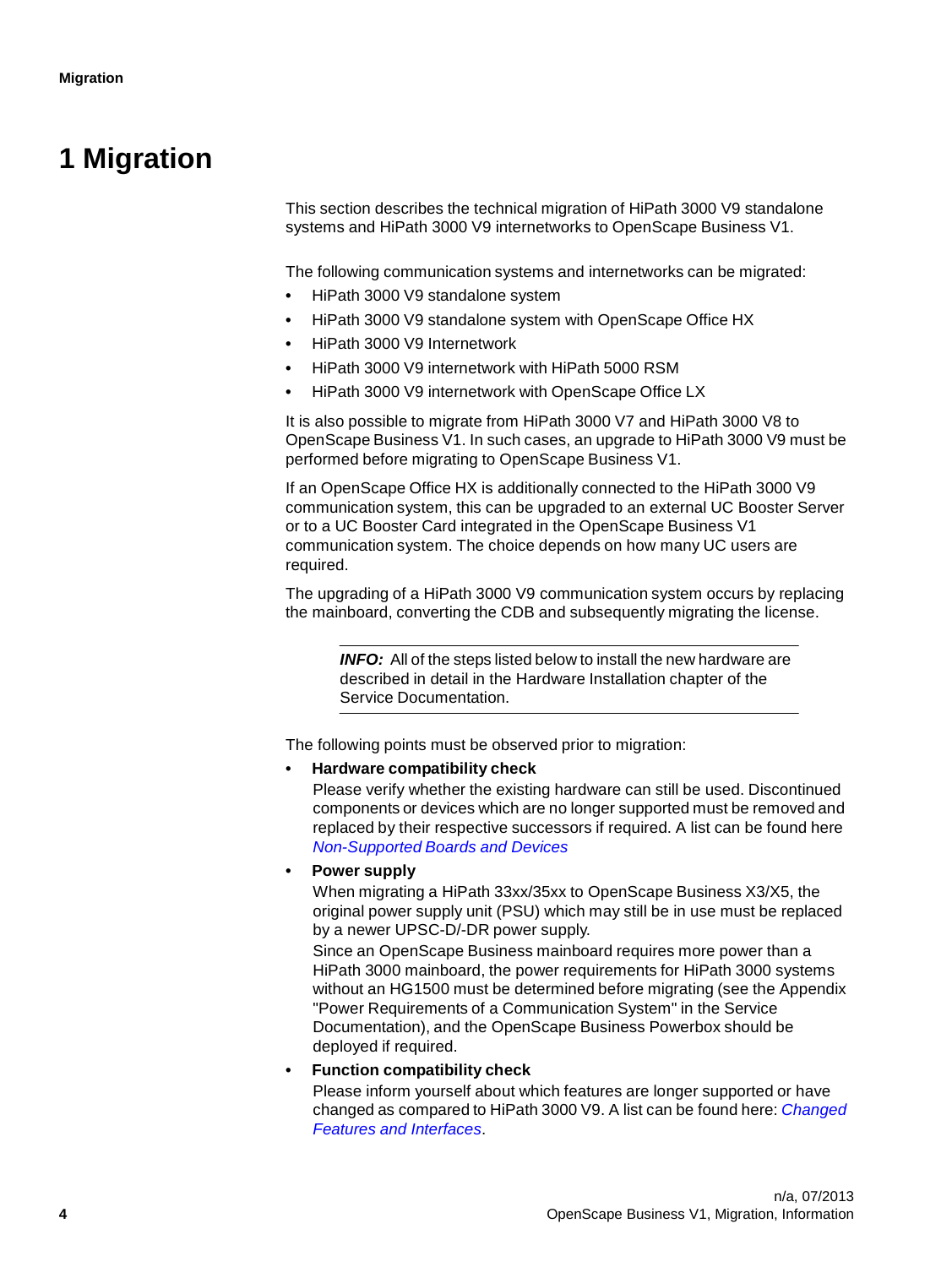# 1 Migration

This section describes the technical migration of HiPath 3000 V9 standalone systems and HiPath 3000 V9 internetworks to OpenScape Business V1.

The following communication systems and internetworks can be migrated:

- HiPath 3000 V9 standalone system
- HiPath 3000 V9 standalone system with OpenScape Office HX
- HiPath 3000 V9 Internetwork
- HiPath 3000 V9 internetwork with HiPath 5000 RSM
- HiPath 3000 V9 internetwork with OpenScape Office LX

It is also possible to migrate from HiPath 3000 V7 and HiPath 3000 V8 to OpenScape Business V1. In such cases, an upgrade to HiPath 3000 V9 must be performed before migrating to OpenScape Business V1.

If an OpenScape Office HX is additionally connected to the HiPath 3000 V9 communication system, this can be upgraded to an external UC Booster Server or to a UC Booster Card integrated in the OpenScape Business V1 communication system. The choice depends on how many UC users are required.

The upgrading of a HiPath 3000 V9 communication system occurs by replacing the mainboard, converting the CDB and subsequently migrating the license.

> ***INFO:*** All of the steps listed below to install the new hardware are described in detail in the Hardware Installation chapter of the Service Documentation.

The following points must be observed prior to migration:

- **Hardware compatibility check**
  Please verify whether the existing hardware can still be used. Discontinued components or devices which are no longer supported must be removed and replaced by their respective successors if required. A list can be found here *Non-Supported Boards and Devices*
- **Power supply**
  When migrating a HiPath 33xx/35xx to OpenScape Business X3/X5, the original power supply unit (PSU) which may still be in use must be replaced by a newer UPSC-D/-DR power supply.
  Since an OpenScape Business mainboard requires more power than a HiPath 3000 mainboard, the power requirements for HiPath 3000 systems without an HG1500 must be determined before migrating (see the Appendix "Power Requirements of a Communication System" in the Service Documentation), and the OpenScape Business Powerbox should be deployed if required.
- **Function compatibility check**
  Please inform yourself about which features are longer supported or have changed as compared to HiPath 3000 V9. A list can be found here: *Changed Features and Interfaces*.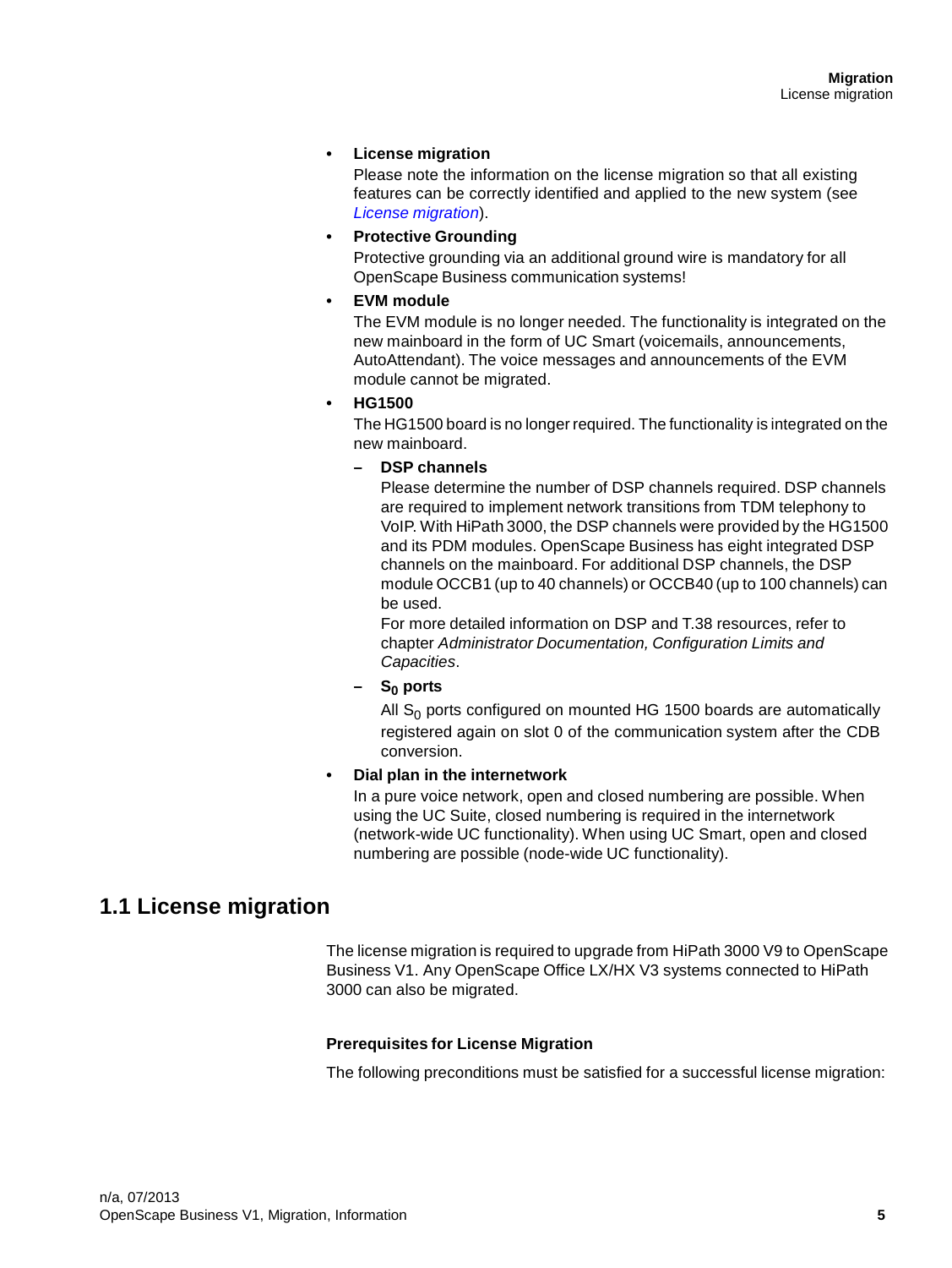- **License migration**

  Please note the information on the license migration so that all existing features can be correctly identified and applied to the new system (see *License migration*).

- **Protective Grounding**

  Protective grounding via an additional ground wire is mandatory for all OpenScape Business communication systems!

- **EVM module**

  The EVM module is no longer needed. The functionality is integrated on the new mainboard in the form of UC Smart (voicemails, announcements, AutoAttendant). The voice messages and announcements of the EVM module cannot be migrated.

- **HG1500**

  The HG1500 board is no longer required. The functionality is integrated on the new mainboard.

  - **DSP channels**

    Please determine the number of DSP channels required. DSP channels are required to implement network transitions from TDM telephony to VoIP. With HiPath 3000, the DSP channels were provided by the HG1500 and its PDM modules. OpenScape Business has eight integrated DSP channels on the mainboard. For additional DSP channels, the DSP module OCCB1 (up to 40 channels) or OCCB40 (up to 100 channels) can be used.

    For more detailed information on DSP and T.38 resources, refer to chapter *Administrator Documentation, Configuration Limits and Capacities*.

  - **$S_0$ ports**

    All $S_0$ ports configured on mounted HG 1500 boards are automatically registered again on slot 0 of the communication system after the CDB conversion.

- **Dial plan in the internetwork**

  In a pure voice network, open and closed numbering are possible. When using the UC Suite, closed numbering is required in the internetwork (network-wide UC functionality). When using UC Smart, open and closed numbering are possible (node-wide UC functionality).

## 1.1 License migration

The license migration is required to upgrade from HiPath 3000 V9 to OpenScape Business V1. Any OpenScape Office LX/HX V3 systems connected to HiPath 3000 can also be migrated.

**Prerequisites for License Migration**

The following preconditions must be satisfied for a successful license migration: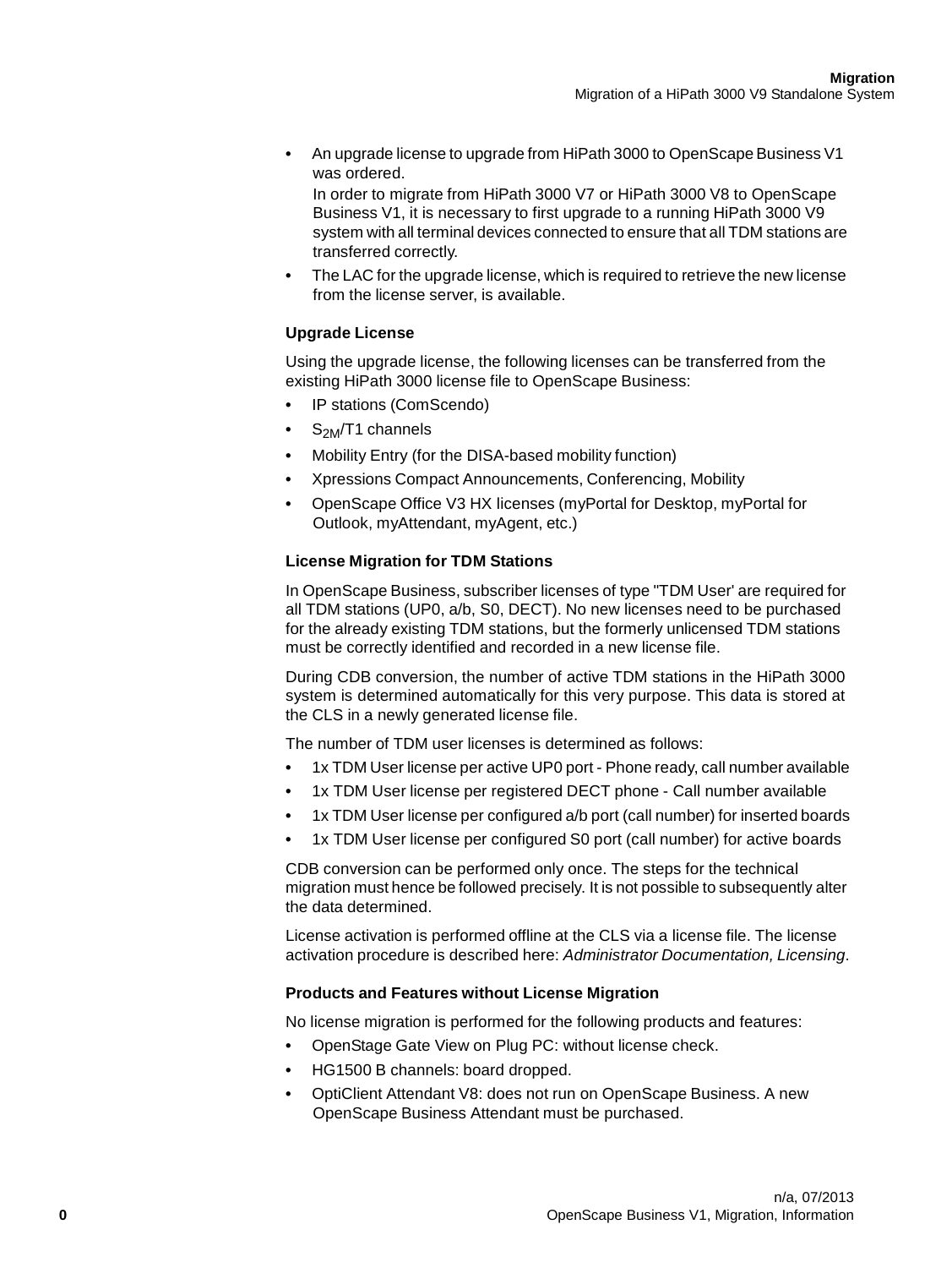- An upgrade license to upgrade from HiPath 3000 to OpenScape Business V1 was ordered.
  In order to migrate from HiPath 3000 V7 or HiPath 3000 V8 to OpenScape Business V1, it is necessary to first upgrade to a running HiPath 3000 V9 system with all terminal devices connected to ensure that all TDM stations are transferred correctly.
- The LAC for the upgrade license, which is required to retrieve the new license from the license server, is available.

### Upgrade License

Using the upgrade license, the following licenses can be transferred from the existing HiPath 3000 license file to OpenScape Business:

- IP stations (ComScendo)
- $S_{2M}$/T1 channels
- Mobility Entry (for the DISA-based mobility function)
- Xpressions Compact Announcements, Conferencing, Mobility
- OpenScape Office V3 HX licenses (myPortal for Desktop, myPortal for Outlook, myAttendant, myAgent, etc.)

### License Migration for TDM Stations

In OpenScape Business, subscriber licenses of type "TDM User' are required for all TDM stations (UP0, a/b, S0, DECT). No new licenses need to be purchased for the already existing TDM stations, but the formerly unlicensed TDM stations must be correctly identified and recorded in a new license file.

During CDB conversion, the number of active TDM stations in the HiPath 3000 system is determined automatically for this very purpose. This data is stored at the CLS in a newly generated license file.

The number of TDM user licenses is determined as follows:

- 1x TDM User license per active UP0 port - Phone ready, call number available
- 1x TDM User license per registered DECT phone - Call number available
- 1x TDM User license per configured a/b port (call number) for inserted boards
- 1x TDM User license per configured S0 port (call number) for active boards

CDB conversion can be performed only once. The steps for the technical migration must hence be followed precisely. It is not possible to subsequently alter the data determined.

License activation is performed offline at the CLS via a license file. The license activation procedure is described here: *Administrator Documentation, Licensing*.

### Products and Features without License Migration

No license migration is performed for the following products and features:

- OpenStage Gate View on Plug PC: without license check.
- HG1500 B channels: board dropped.
- OptiClient Attendant V8: does not run on OpenScape Business. A new OpenScape Business Attendant must be purchased.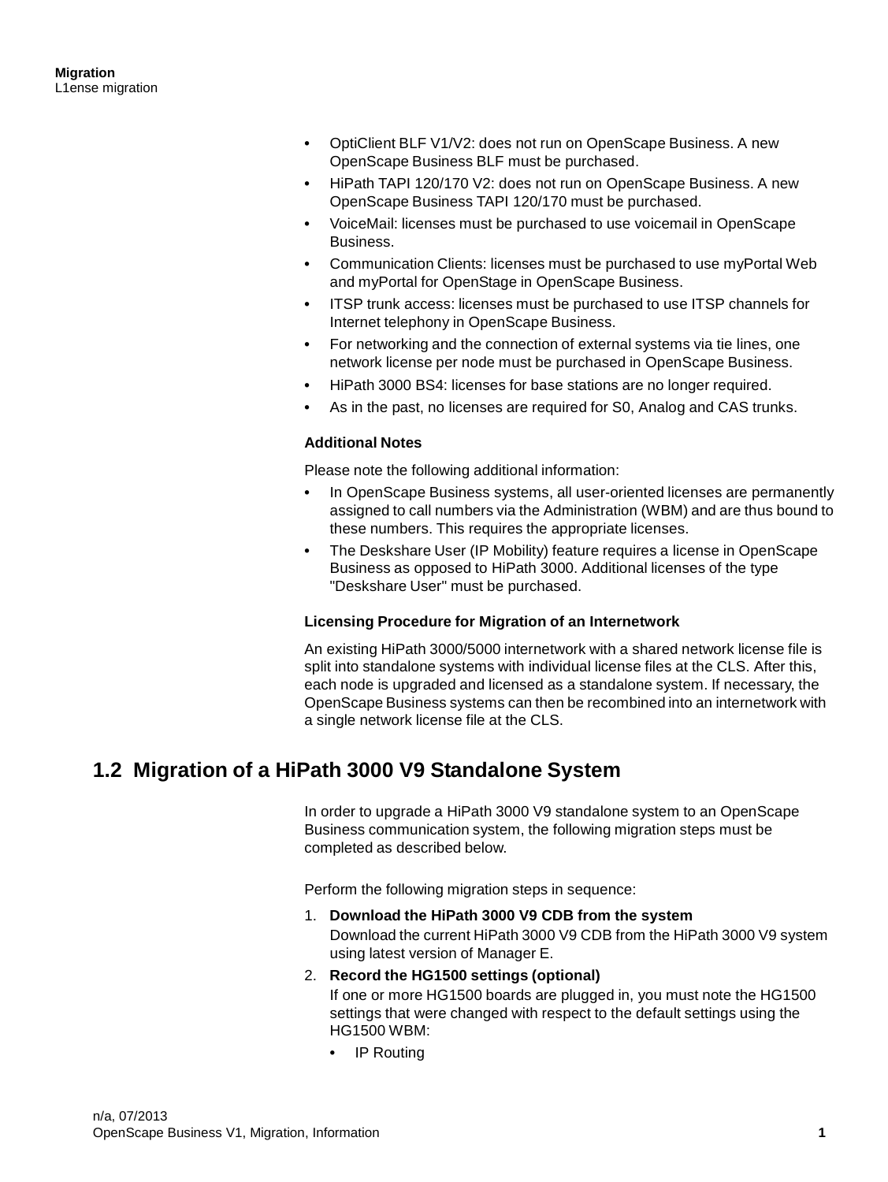- OptiClient BLF V1/V2: does not run on OpenScape Business. A new OpenScape Business BLF must be purchased.
- HiPath TAPI 120/170 V2: does not run on OpenScape Business. A new OpenScape Business TAPI 120/170 must be purchased.
- VoiceMail: licenses must be purchased to use voicemail in OpenScape Business.
- Communication Clients: licenses must be purchased to use myPortal Web and myPortal for OpenStage in OpenScape Business.
- ITSP trunk access: licenses must be purchased to use ITSP channels for Internet telephony in OpenScape Business.
- For networking and the connection of external systems via tie lines, one network license per node must be purchased in OpenScape Business.
- HiPath 3000 BS4: licenses for base stations are no longer required.
- As in the past, no licenses are required for S0, Analog and CAS trunks.

**Additional Notes**

Please note the following additional information:

- In OpenScape Business systems, all user-oriented licenses are permanently assigned to call numbers via the Administration (WBM) and are thus bound to these numbers. This requires the appropriate licenses.
- The Deskshare User (IP Mobility) feature requires a license in OpenScape Business as opposed to HiPath 3000. Additional licenses of the type "Deskshare User" must be purchased.

**Licensing Procedure for Migration of an Internetwork**

An existing HiPath 3000/5000 internetwork with a shared network license file is split into standalone systems with individual license files at the CLS. After this, each node is upgraded and licensed as a standalone system. If necessary, the OpenScape Business systems can then be recombined into an internetwork with a single network license file at the CLS.

## 1.2 Migration of a HiPath 3000 V9 Standalone System

In order to upgrade a HiPath 3000 V9 standalone system to an OpenScape Business communication system, the following migration steps must be completed as described below.

Perform the following migration steps in sequence:

1. **Download the HiPath 3000 V9 CDB from the system**
   Download the current HiPath 3000 V9 CDB from the HiPath 3000 V9 system using latest version of Manager E.
2. **Record the HG1500 settings (optional)**
   If one or more HG1500 boards are plugged in, you must note the HG1500 settings that were changed with respect to the default settings using the HG1500 WBM:
   - IP Routing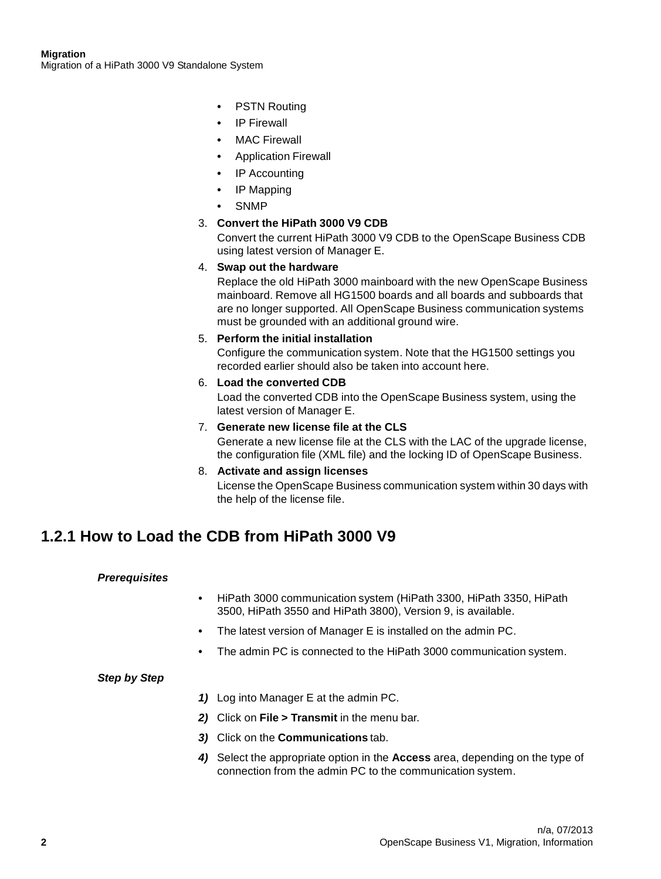- PSTN Routing
- IP Firewall
- MAC Firewall
- Application Firewall
- IP Accounting
- IP Mapping
- SNMP

3. **Convert the HiPath 3000 V9 CDB**
   Convert the current HiPath 3000 V9 CDB to the OpenScape Business CDB using latest version of Manager E.
4. **Swap out the hardware**
   Replace the old HiPath 3000 mainboard with the new OpenScape Business mainboard. Remove all HG1500 boards and all boards and subboards that are no longer supported. All OpenScape Business communication systems must be grounded with an additional ground wire.
5. **Perform the initial installation**
   Configure the communication system. Note that the HG1500 settings you recorded earlier should also be taken into account here.
6. **Load the converted CDB**
   Load the converted CDB into the OpenScape Business system, using the latest version of Manager E.
7. **Generate new license file at the CLS**
   Generate a new license file at the CLS with the LAC of the upgrade license, the configuration file (XML file) and the locking ID of OpenScape Business.
8. **Activate and assign licenses**
   License the OpenScape Business communication system within 30 days with the help of the license file.

## 1.2.1 How to Load the CDB from HiPath 3000 V9

***Prerequisites***

- HiPath 3000 communication system (HiPath 3300, HiPath 3350, HiPath 3500, HiPath 3550 and HiPath 3800), Version 9, is available.
- The latest version of Manager E is installed on the admin PC.
- The admin PC is connected to the HiPath 3000 communication system.

***Step by Step***

***1)*** Log into Manager E at the admin PC.

***2)*** Click on **File > Transmit** in the menu bar.

***3)*** Click on the **Communications** tab.

***4)*** Select the appropriate option in the **Access** area, depending on the type of connection from the admin PC to the communication system.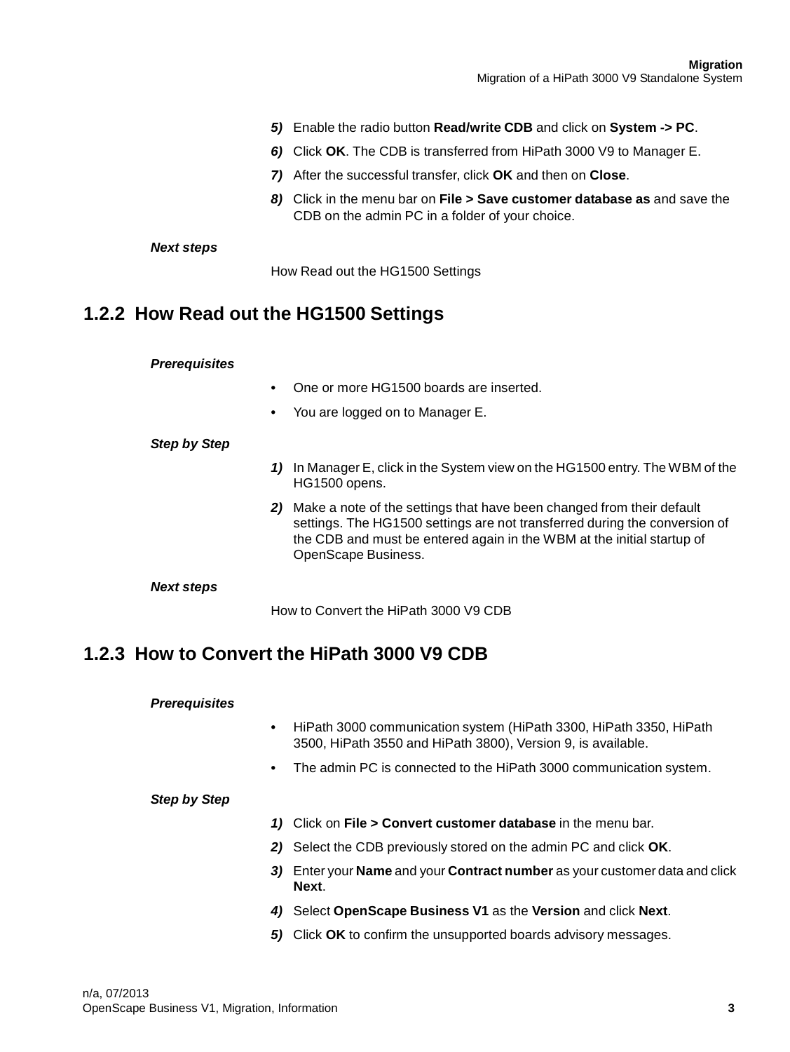5) Enable the radio button **Read/write CDB** and click on **System -> PC**.

6) Click **OK**. The CDB is transferred from HiPath 3000 V9 to Manager E.

7) After the successful transfer, click **OK** and then on **Close**.

8) Click in the menu bar on **File > Save customer database as** and save the CDB on the admin PC in a folder of your choice.

***Next steps***

How Read out the HG1500 Settings

### 1.2.2 How Read out the HG1500 Settings

***Prerequisites***

- One or more HG1500 boards are inserted.
- You are logged on to Manager E.

***Step by Step***

1) In Manager E, click in the System view on the HG1500 entry. The WBM of the HG1500 opens.

2) Make a note of the settings that have been changed from their default settings. The HG1500 settings are not transferred during the conversion of the CDB and must be entered again in the WBM at the initial startup of OpenScape Business.

***Next steps***

How to Convert the HiPath 3000 V9 CDB

### 1.2.3 How to Convert the HiPath 3000 V9 CDB

***Prerequisites***

- HiPath 3000 communication system (HiPath 3300, HiPath 3350, HiPath 3500, HiPath 3550 and HiPath 3800), Version 9, is available.
- The admin PC is connected to the HiPath 3000 communication system.

***Step by Step***

1) Click on **File > Convert customer database** in the menu bar.

2) Select the CDB previously stored on the admin PC and click **OK**.

3) Enter your **Name** and your **Contract number** as your customer data and click **Next**.

4) Select **OpenScape Business V1** as the **Version** and click **Next**.

5) Click **OK** to confirm the unsupported boards advisory messages.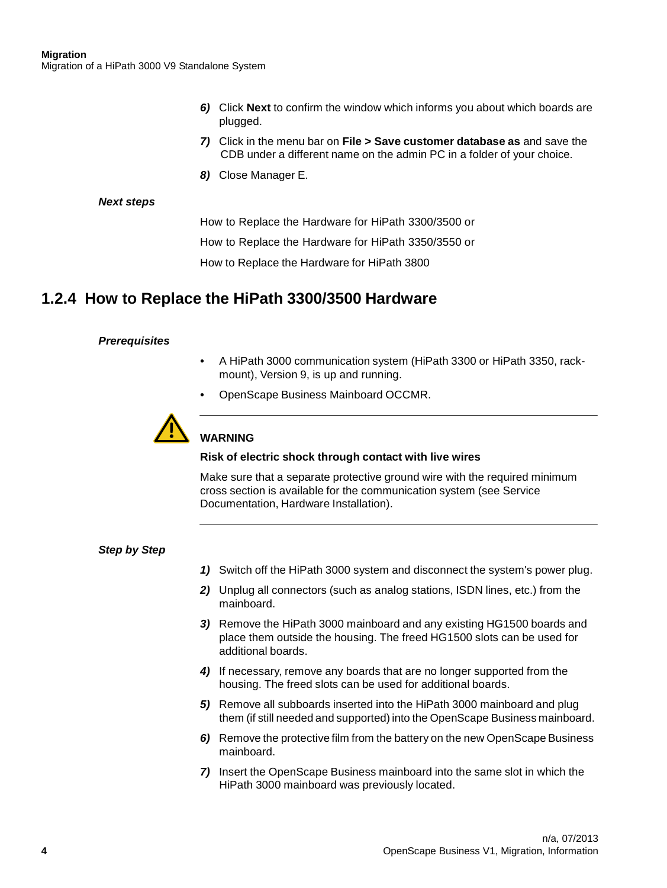6) Click **Next** to confirm the window which informs you about which boards are plugged.

7) Click in the menu bar on **File > Save customer database as** and save the CDB under a different name on the admin PC in a folder of your choice.

8) Close Manager E.

***Next steps***

How to Replace the Hardware for HiPath 3300/3500 or

How to Replace the Hardware for HiPath 3350/3550 or

How to Replace the Hardware for HiPath 3800

## 1.2.4 How to Replace the HiPath 3300/3500 Hardware

***Prerequisites***

- A HiPath 3000 communication system (HiPath 3300 or HiPath 3350, rack-mount), Version 9, is up and running.
- OpenScape Business Mainboard OCCMR.

---

**WARNING**

**Risk of electric shock through contact with live wires**

Make sure that a separate protective ground wire with the required minimum cross section is available for the communication system (see Service Documentation, Hardware Installation).

---

***Step by Step***

1) Switch off the HiPath 3000 system and disconnect the system's power plug.

2) Unplug all connectors (such as analog stations, ISDN lines, etc.) from the mainboard.

3) Remove the HiPath 3000 mainboard and any existing HG1500 boards and place them outside the housing. The freed HG1500 slots can be used for additional boards.

4) If necessary, remove any boards that are no longer supported from the housing. The freed slots can be used for additional boards.

5) Remove all subboards inserted into the HiPath 3000 mainboard and plug them (if still needed and supported) into the OpenScape Business mainboard.

6) Remove the protective film from the battery on the new OpenScape Business mainboard.

7) Insert the OpenScape Business mainboard into the same slot in which the HiPath 3000 mainboard was previously located.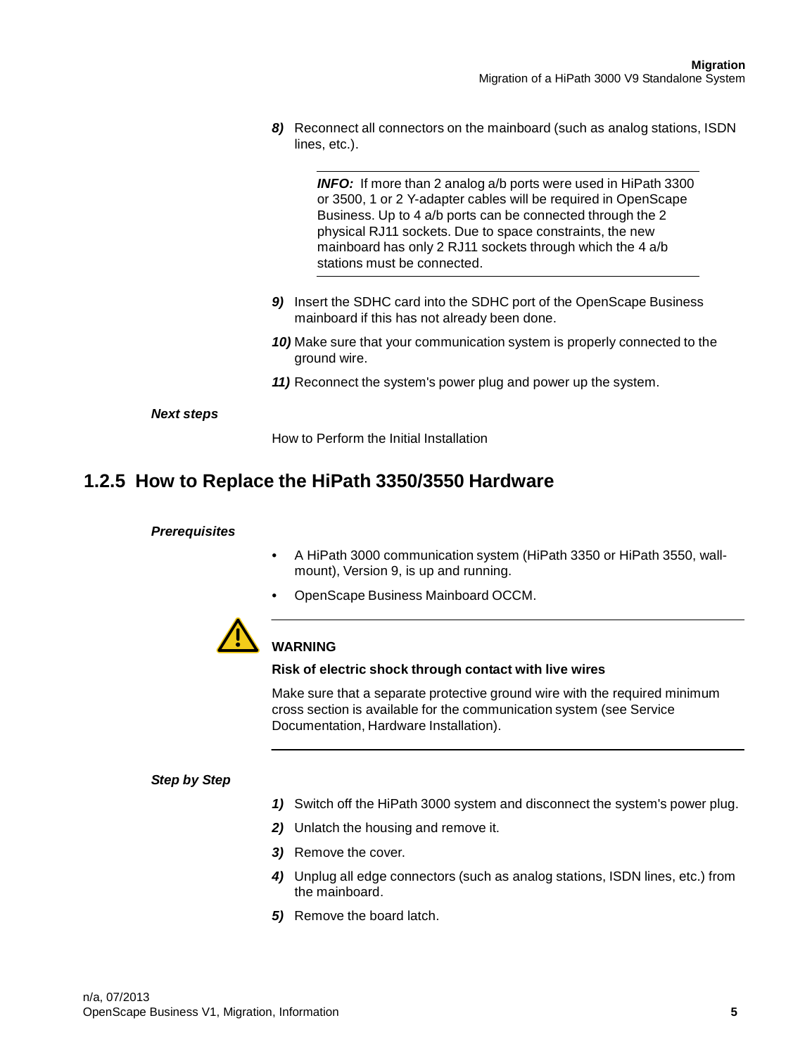8) Reconnect all connectors on the mainboard (such as analog stations, ISDN lines, etc.).

> ***INFO:*** If more than 2 analog a/b ports were used in HiPath 3300 or 3500, 1 or 2 Y-adapter cables will be required in OpenScape Business. Up to 4 a/b ports can be connected through the 2 physical RJ11 sockets. Due to space constraints, the new mainboard has only 2 RJ11 sockets through which the 4 a/b stations must be connected.

9) Insert the SDHC card into the SDHC port of the OpenScape Business mainboard if this has not already been done.

10) Make sure that your communication system is properly connected to the ground wire.

11) Reconnect the system's power plug and power up the system.

***Next steps***

How to Perform the Initial Installation

## 1.2.5 How to Replace the HiPath 3350/3550 Hardware

***Prerequisites***

- A HiPath 3000 communication system (HiPath 3350 or HiPath 3550, wall-mount), Version 9, is up and running.
- OpenScape Business Mainboard OCCM.

> **WARNING**
>
> **Risk of electric shock through contact with live wires**
>
> Make sure that a separate protective ground wire with the required minimum cross section is available for the communication system (see Service Documentation, Hardware Installation).

***Step by Step***

1) Switch off the HiPath 3000 system and disconnect the system's power plug.

2) Unlatch the housing and remove it.

3) Remove the cover.

4) Unplug all edge connectors (such as analog stations, ISDN lines, etc.) from the mainboard.

5) Remove the board latch.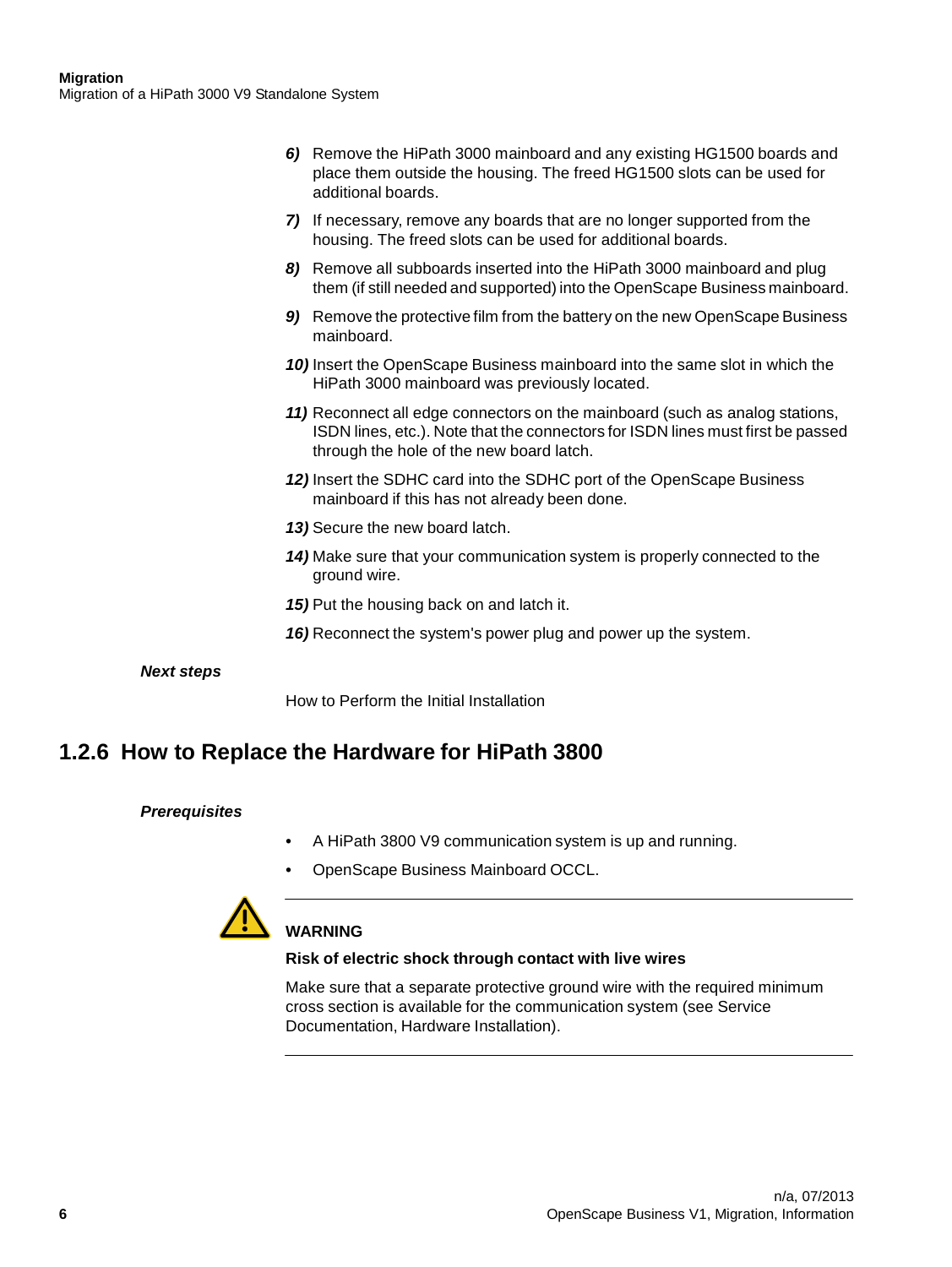6) Remove the HiPath 3000 mainboard and any existing HG1500 boards and place them outside the housing. The freed HG1500 slots can be used for additional boards.

7) If necessary, remove any boards that are no longer supported from the housing. The freed slots can be used for additional boards.

8) Remove all subboards inserted into the HiPath 3000 mainboard and plug them (if still needed and supported) into the OpenScape Business mainboard.

9) Remove the protective film from the battery on the new OpenScape Business mainboard.

10) Insert the OpenScape Business mainboard into the same slot in which the HiPath 3000 mainboard was previously located.

11) Reconnect all edge connectors on the mainboard (such as analog stations, ISDN lines, etc.). Note that the connectors for ISDN lines must first be passed through the hole of the new board latch.

12) Insert the SDHC card into the SDHC port of the OpenScape Business mainboard if this has not already been done.

13) Secure the new board latch.

14) Make sure that your communication system is properly connected to the ground wire.

15) Put the housing back on and latch it.

16) Reconnect the system's power plug and power up the system.

***Next steps***

How to Perform the Initial Installation

## 1.2.6 How to Replace the Hardware for HiPath 3800

***Prerequisites***

- A HiPath 3800 V9 communication system is up and running.
- OpenScape Business Mainboard OCCL.

**WARNING**

**Risk of electric shock through contact with live wires**

Make sure that a separate protective ground wire with the required minimum cross section is available for the communication system (see Service Documentation, Hardware Installation).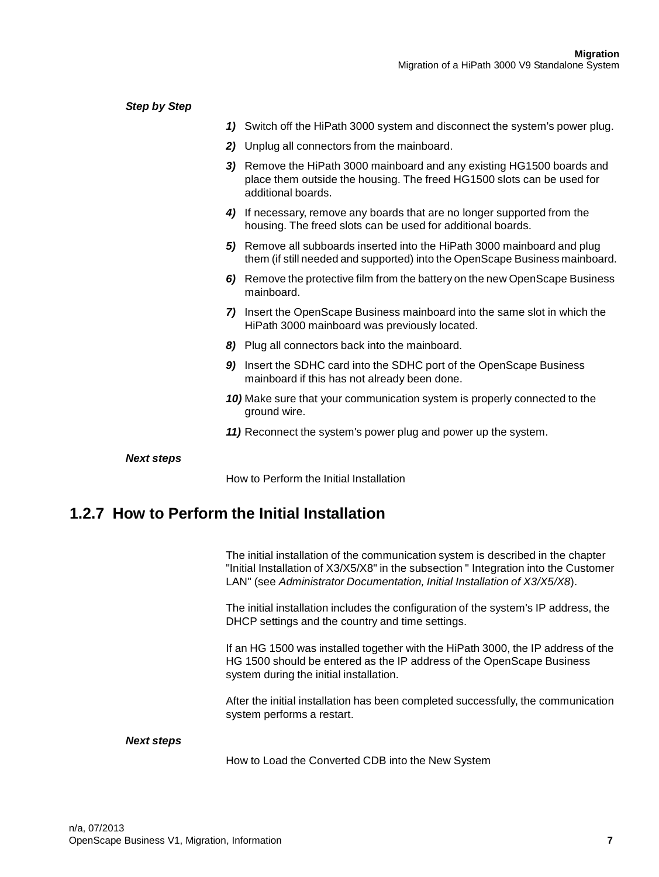***Step by Step***

1) Switch off the HiPath 3000 system and disconnect the system's power plug.
2) Unplug all connectors from the mainboard.
3) Remove the HiPath 3000 mainboard and any existing HG1500 boards and place them outside the housing. The freed HG1500 slots can be used for additional boards.
4) If necessary, remove any boards that are no longer supported from the housing. The freed slots can be used for additional boards.
5) Remove all subboards inserted into the HiPath 3000 mainboard and plug them (if still needed and supported) into the OpenScape Business mainboard.
6) Remove the protective film from the battery on the new OpenScape Business mainboard.
7) Insert the OpenScape Business mainboard into the same slot in which the HiPath 3000 mainboard was previously located.
8) Plug all connectors back into the mainboard.
9) Insert the SDHC card into the SDHC port of the OpenScape Business mainboard if this has not already been done.
10) Make sure that your communication system is properly connected to the ground wire.
11) Reconnect the system's power plug and power up the system.

***Next steps***

How to Perform the Initial Installation

## 1.2.7 How to Perform the Initial Installation

The initial installation of the communication system is described in the chapter "Initial Installation of X3/X5/X8" in the subsection " Integration into the Customer LAN" (see *Administrator Documentation, Initial Installation of X3/X5/X8*).

The initial installation includes the configuration of the system's IP address, the DHCP settings and the country and time settings.

If an HG 1500 was installed together with the HiPath 3000, the IP address of the HG 1500 should be entered as the IP address of the OpenScape Business system during the initial installation.

After the initial installation has been completed successfully, the communication system performs a restart.

***Next steps***

How to Load the Converted CDB into the New System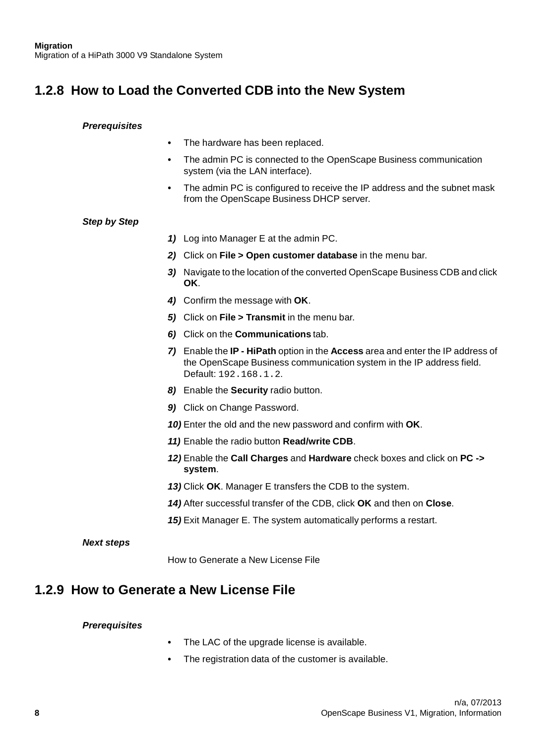## 1.2.8 How to Load the Converted CDB into the New System

***Prerequisites***

- The hardware has been replaced.
- The admin PC is connected to the OpenScape Business communication system (via the LAN interface).
- The admin PC is configured to receive the IP address and the subnet mask from the OpenScape Business DHCP server.

***Step by Step***

1) Log into Manager E at the admin PC.
2) Click on **File > Open customer database** in the menu bar.
3) Navigate to the location of the converted OpenScape Business CDB and click **OK**.
4) Confirm the message with **OK**.
5) Click on **File > Transmit** in the menu bar.
6) Click on the **Communications** tab.
7) Enable the **IP - HiPath** option in the **Access** area and enter the IP address of the OpenScape Business communication system in the IP address field. Default: `192.168.1.2`.
8) Enable the **Security** radio button.
9) Click on Change Password.
10) Enter the old and the new password and confirm with **OK**.
11) Enable the radio button **Read/write CDB**.
12) Enable the **Call Charges** and **Hardware** check boxes and click on **PC -> system**.
13) Click **OK**. Manager E transfers the CDB to the system.
14) After successful transfer of the CDB, click **OK** and then on **Close**.
15) Exit Manager E. The system automatically performs a restart.

***Next steps***

How to Generate a New License File

## 1.2.9 How to Generate a New License File

***Prerequisites***

- The LAC of the upgrade license is available.
- The registration data of the customer is available.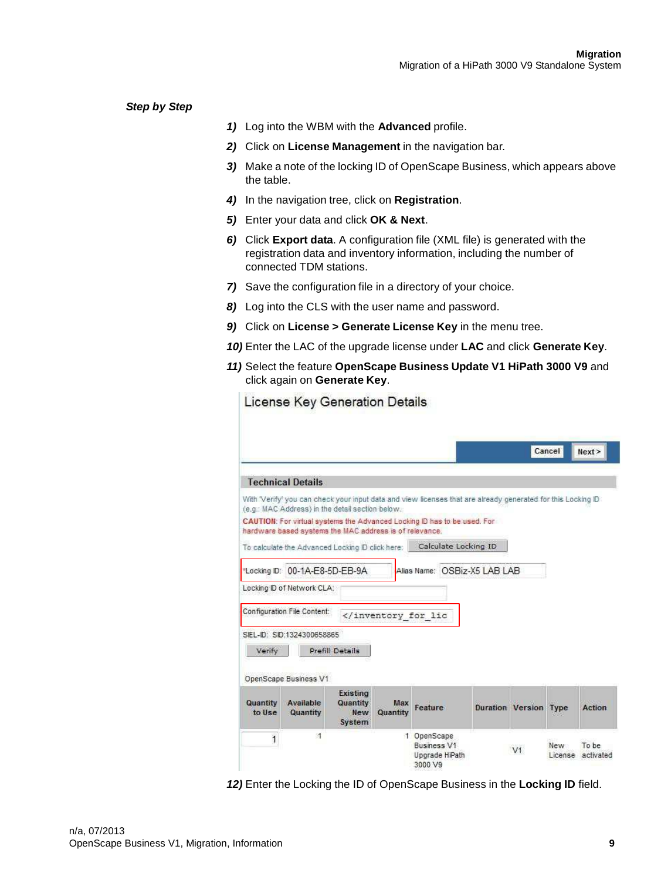*Step by Step*

1) Log into the WBM with the **Advanced** profile.
2) Click on **License Management** in the navigation bar.
3) Make a note of the locking ID of OpenScape Business, which appears above the table.
4) In the navigation tree, click on **Registration**.
5) Enter your data and click **OK & Next**.
6) Click **Export data**. A configuration file (XML file) is generated with the registration data and inventory information, including the number of connected TDM stations.
7) Save the configuration file in a directory of your choice.
8) Log into the CLS with the user name and password.
9) Click on **License > Generate License Key** in the menu tree.
10) Enter the LAC of the upgrade license under **LAC** and click **Generate Key**.
11) Select the feature **OpenScape Business Update V1 HiPath 3000 V9** and click again on **Generate Key**.

License Key Generation Details

Cancel | Next >

**Technical Details**

With 'Verify' you can check your input data and view licenses that are already generated for this Locking ID (e.g.: MAC Address) in the detail section below.

CAUTION: For virtual systems the Advanced Locking ID has to be used. For hardware based systems the MAC address is of relevance.

To calculate the Advanced Locking ID click here: Calculate Locking ID

*Locking ID: 00-1A-E8-5D-EB-9A Alias Name: OSBiz-X5 LAB LAB

Locking ID of Network CLA:

Configuration File Content: </inventory_for_lic

SIEL-ID: SID:1324300658865

Verify | Prefill Details

OpenScape Business V1

| Quantity to Use | Available Quantity | Existing Quantity New System | Max Quantity | Feature | Duration | Version | Type | Action |
|---|---|---|---|---|---|---|---|---|
| 1 | 1 | | 1 | OpenScape Business V1 Upgrade HiPath 3000 V9 | | V1 | New License | To be activated |

12) Enter the Locking the ID of OpenScape Business in the **Locking ID** field.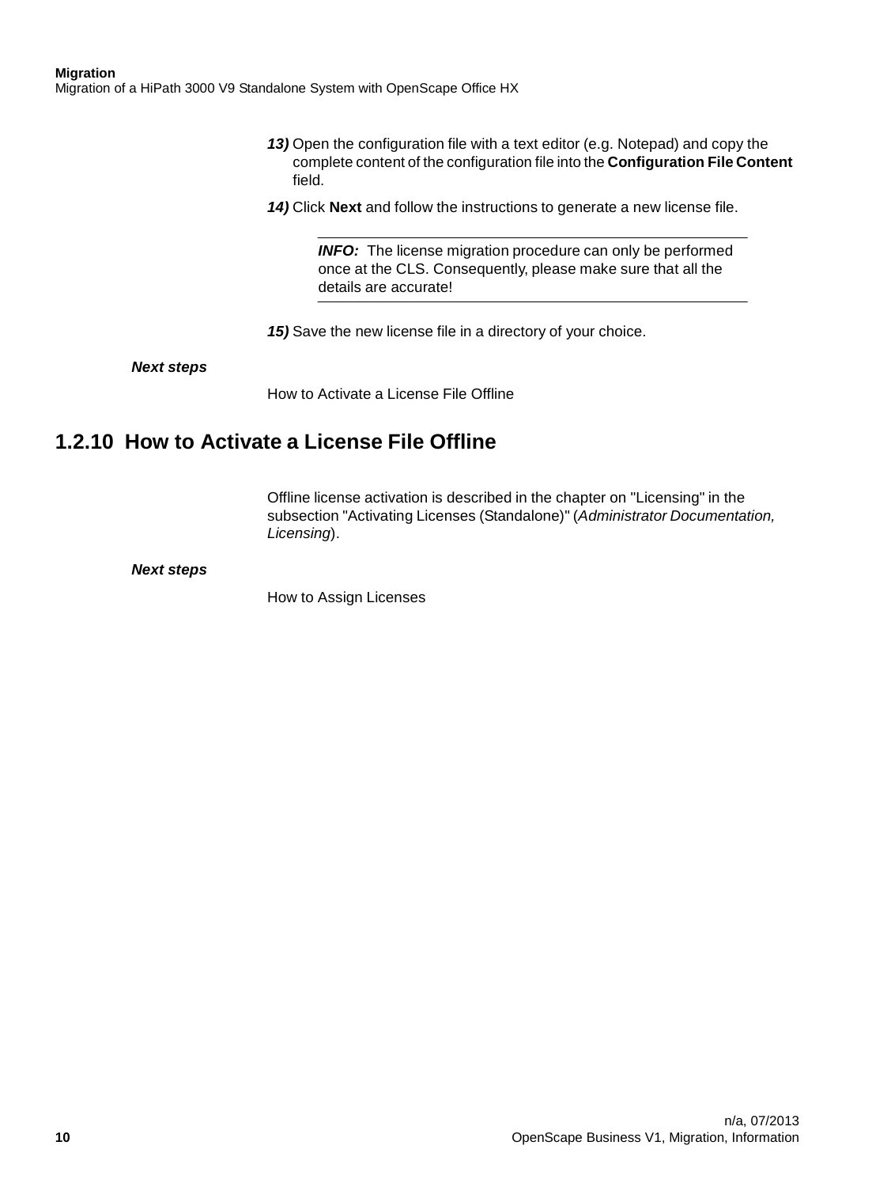13) Open the configuration file with a text editor (e.g. Notepad) and copy the complete content of the configuration file into the **Configuration File Content** field.

14) Click **Next** and follow the instructions to generate a new license file.

> ***INFO:*** The license migration procedure can only be performed once at the CLS. Consequently, please make sure that all the details are accurate!

15) Save the new license file in a directory of your choice.

***Next steps***

How to Activate a License File Offline

## 1.2.10 How to Activate a License File Offline

Offline license activation is described in the chapter on "Licensing" in the subsection "Activating Licenses (Standalone)" (*Administrator Documentation, Licensing*).

***Next steps***

How to Assign Licenses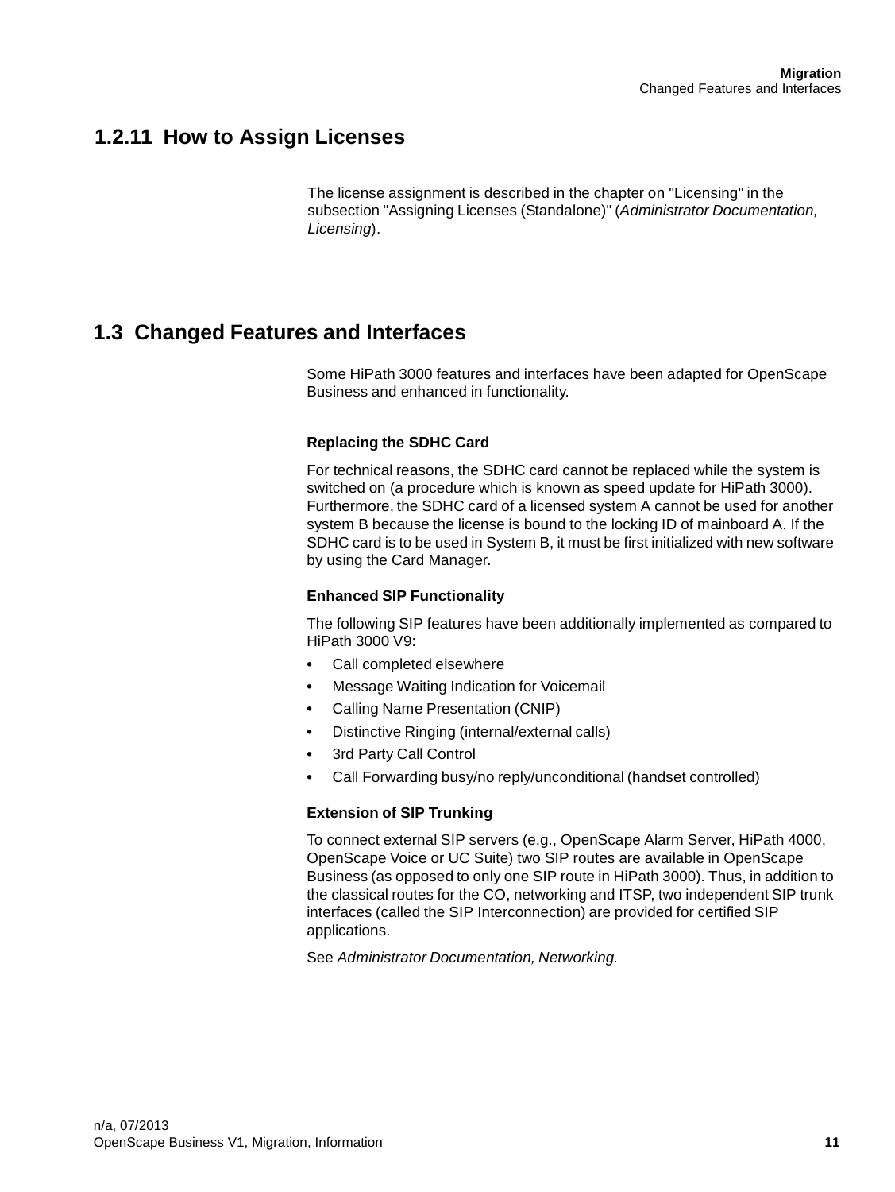### 1.2.11 How to Assign Licenses

The license assignment is described in the chapter on "Licensing" in the subsection "Assigning Licenses (Standalone)" (*Administrator Documentation, Licensing*).

## 1.3 Changed Features and Interfaces

Some HiPath 3000 features and interfaces have been adapted for OpenScape Business and enhanced in functionality.

**Replacing the SDHC Card**

For technical reasons, the SDHC card cannot be replaced while the system is switched on (a procedure which is known as speed update for HiPath 3000). Furthermore, the SDHC card of a licensed system A cannot be used for another system B because the license is bound to the locking ID of mainboard A. If the SDHC card is to be used in System B, it must be first initialized with new software by using the Card Manager.

**Enhanced SIP Functionality**

The following SIP features have been additionally implemented as compared to HiPath 3000 V9:

- Call completed elsewhere
- Message Waiting Indication for Voicemail
- Calling Name Presentation (CNIP)
- Distinctive Ringing (internal/external calls)
- 3rd Party Call Control
- Call Forwarding busy/no reply/unconditional (handset controlled)

**Extension of SIP Trunking**

To connect external SIP servers (e.g., OpenScape Alarm Server, HiPath 4000, OpenScape Voice or UC Suite) two SIP routes are available in OpenScape Business (as opposed to only one SIP route in HiPath 3000). Thus, in addition to the classical routes for the CO, networking and ITSP, two independent SIP trunk interfaces (called the SIP Interconnection) are provided for certified SIP applications.

See *Administrator Documentation, Networking.*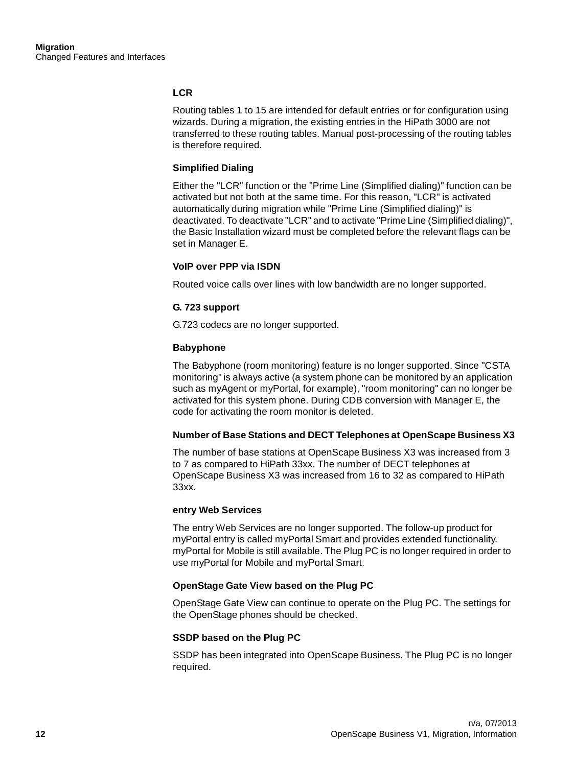### LCR

Routing tables 1 to 15 are intended for default entries or for configuration using wizards. During a migration, the existing entries in the HiPath 3000 are not transferred to these routing tables. Manual post-processing of the routing tables is therefore required.

### Simplified Dialing

Either the "LCR" function or the "Prime Line (Simplified dialing)" function can be activated but not both at the same time. For this reason, "LCR" is activated automatically during migration while "Prime Line (Simplified dialing)" is deactivated. To deactivate "LCR" and to activate "Prime Line (Simplified dialing)", the Basic Installation wizard must be completed before the relevant flags can be set in Manager E.

### VoIP over PPP via ISDN

Routed voice calls over lines with low bandwidth are no longer supported.

### G. 723 support

G.723 codecs are no longer supported.

### Babyphone

The Babyphone (room monitoring) feature is no longer supported. Since "CSTA monitoring" is always active (a system phone can be monitored by an application such as myAgent or myPortal, for example), "room monitoring" can no longer be activated for this system phone. During CDB conversion with Manager E, the code for activating the room monitor is deleted.

### Number of Base Stations and DECT Telephones at OpenScape Business X3

The number of base stations at OpenScape Business X3 was increased from 3 to 7 as compared to HiPath 33xx. The number of DECT telephones at OpenScape Business X3 was increased from 16 to 32 as compared to HiPath 33xx.

### entry Web Services

The entry Web Services are no longer supported. The follow-up product for myPortal entry is called myPortal Smart and provides extended functionality. myPortal for Mobile is still available. The Plug PC is no longer required in order to use myPortal for Mobile and myPortal Smart.

### OpenStage Gate View based on the Plug PC

OpenStage Gate View can continue to operate on the Plug PC. The settings for the OpenStage phones should be checked.

### SSDP based on the Plug PC

SSDP has been integrated into OpenScape Business. The Plug PC is no longer required.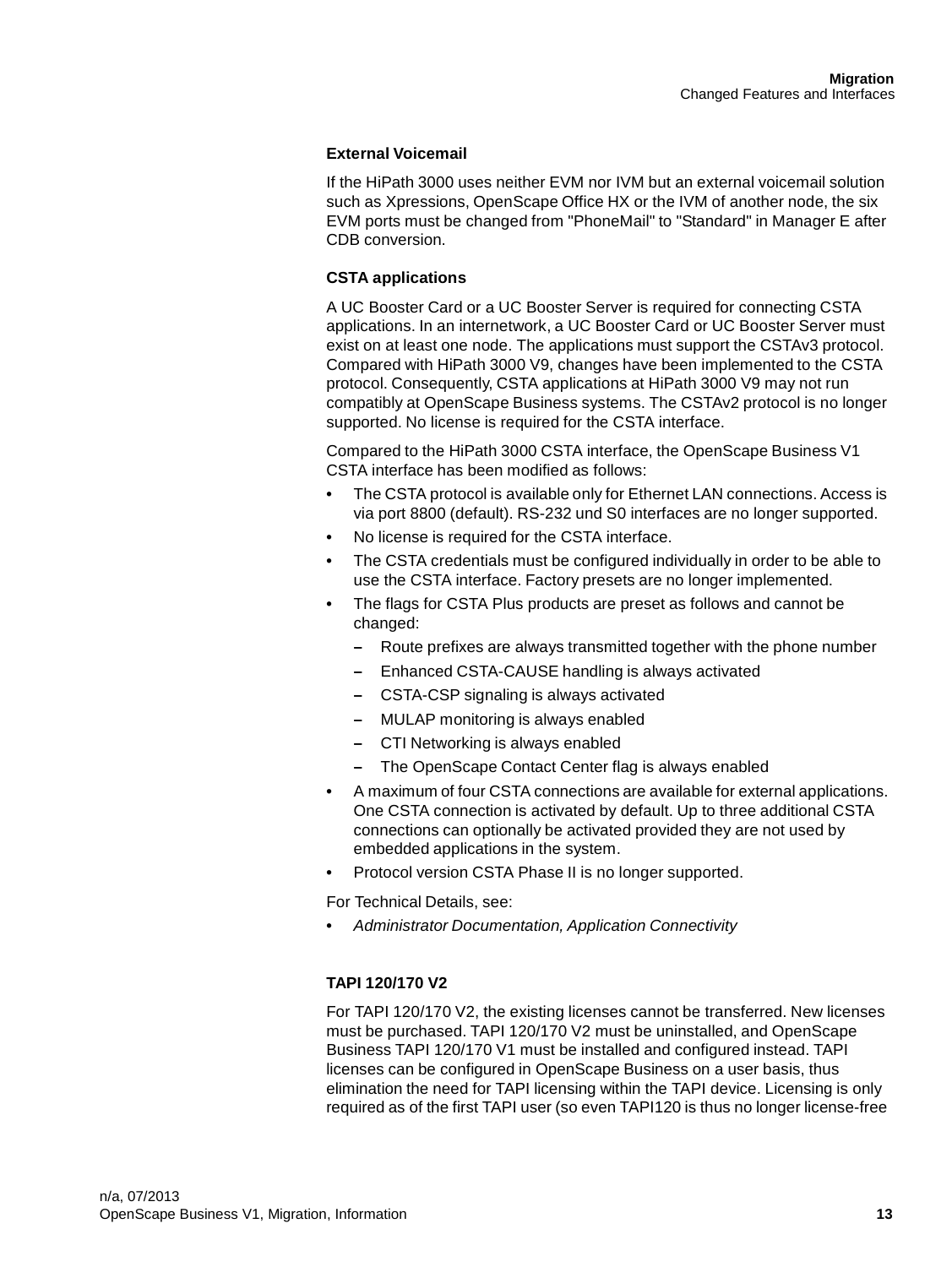### External Voicemail

If the HiPath 3000 uses neither EVM nor IVM but an external voicemail solution such as Xpressions, OpenScape Office HX or the IVM of another node, the six EVM ports must be changed from "PhoneMail" to "Standard" in Manager E after CDB conversion.

### CSTA applications

A UC Booster Card or a UC Booster Server is required for connecting CSTA applications. In an internetwork, a UC Booster Card or UC Booster Server must exist on at least one node. The applications must support the CSTAv3 protocol. Compared with HiPath 3000 V9, changes have been implemented to the CSTA protocol. Consequently, CSTA applications at HiPath 3000 V9 may not run compatibly at OpenScape Business systems. The CSTAv2 protocol is no longer supported. No license is required for the CSTA interface.

Compared to the HiPath 3000 CSTA interface, the OpenScape Business V1 CSTA interface has been modified as follows:

- The CSTA protocol is available only for Ethernet LAN connections. Access is via port 8800 (default). RS-232 und S0 interfaces are no longer supported.
- No license is required for the CSTA interface.
- The CSTA credentials must be configured individually in order to be able to use the CSTA interface. Factory presets are no longer implemented.
- The flags for CSTA Plus products are preset as follows and cannot be changed:
  - Route prefixes are always transmitted together with the phone number
  - Enhanced CSTA-CAUSE handling is always activated
  - CSTA-CSP signaling is always activated
  - MULAP monitoring is always enabled
  - CTI Networking is always enabled
  - The OpenScape Contact Center flag is always enabled
- A maximum of four CSTA connections are available for external applications. One CSTA connection is activated by default. Up to three additional CSTA connections can optionally be activated provided they are not used by embedded applications in the system.
- Protocol version CSTA Phase II is no longer supported.

For Technical Details, see:

- *Administrator Documentation, Application Connectivity*

### TAPI 120/170 V2

For TAPI 120/170 V2, the existing licenses cannot be transferred. New licenses must be purchased. TAPI 120/170 V2 must be uninstalled, and OpenScape Business TAPI 120/170 V1 must be installed and configured instead. TAPI licenses can be configured in OpenScape Business on a user basis, thus elimination the need for TAPI licensing within the TAPI device. Licensing is only required as of the first TAPI user (so even TAPI120 is thus no longer license-free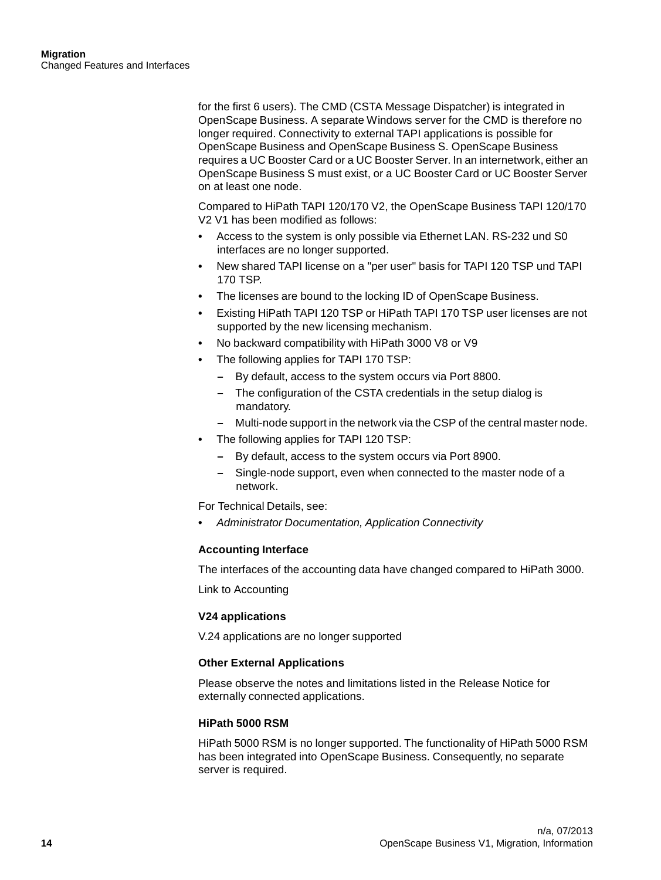for the first 6 users). The CMD (CSTA Message Dispatcher) is integrated in OpenScape Business. A separate Windows server for the CMD is therefore no longer required. Connectivity to external TAPI applications is possible for OpenScape Business and OpenScape Business S. OpenScape Business requires a UC Booster Card or a UC Booster Server. In an internetwork, either an OpenScape Business S must exist, or a UC Booster Card or UC Booster Server on at least one node.

Compared to HiPath TAPI 120/170 V2, the OpenScape Business TAPI 120/170 V2 V1 has been modified as follows:

- Access to the system is only possible via Ethernet LAN. RS-232 und S0 interfaces are no longer supported.
- New shared TAPI license on a "per user" basis for TAPI 120 TSP und TAPI 170 TSP.
- The licenses are bound to the locking ID of OpenScape Business.
- Existing HiPath TAPI 120 TSP or HiPath TAPI 170 TSP user licenses are not supported by the new licensing mechanism.
- No backward compatibility with HiPath 3000 V8 or V9
- The following applies for TAPI 170 TSP:
  - By default, access to the system occurs via Port 8800.
  - The configuration of the CSTA credentials in the setup dialog is mandatory.
  - Multi-node support in the network via the CSP of the central master node.
- The following applies for TAPI 120 TSP:
  - By default, access to the system occurs via Port 8900.
  - Single-node support, even when connected to the master node of a network.

For Technical Details, see:

- *Administrator Documentation, Application Connectivity*

### Accounting Interface

The interfaces of the accounting data have changed compared to HiPath 3000.

Link to Accounting

### V24 applications

V.24 applications are no longer supported

### Other External Applications

Please observe the notes and limitations listed in the Release Notice for externally connected applications.

### HiPath 5000 RSM

HiPath 5000 RSM is no longer supported. The functionality of HiPath 5000 RSM has been integrated into OpenScape Business. Consequently, no separate server is required.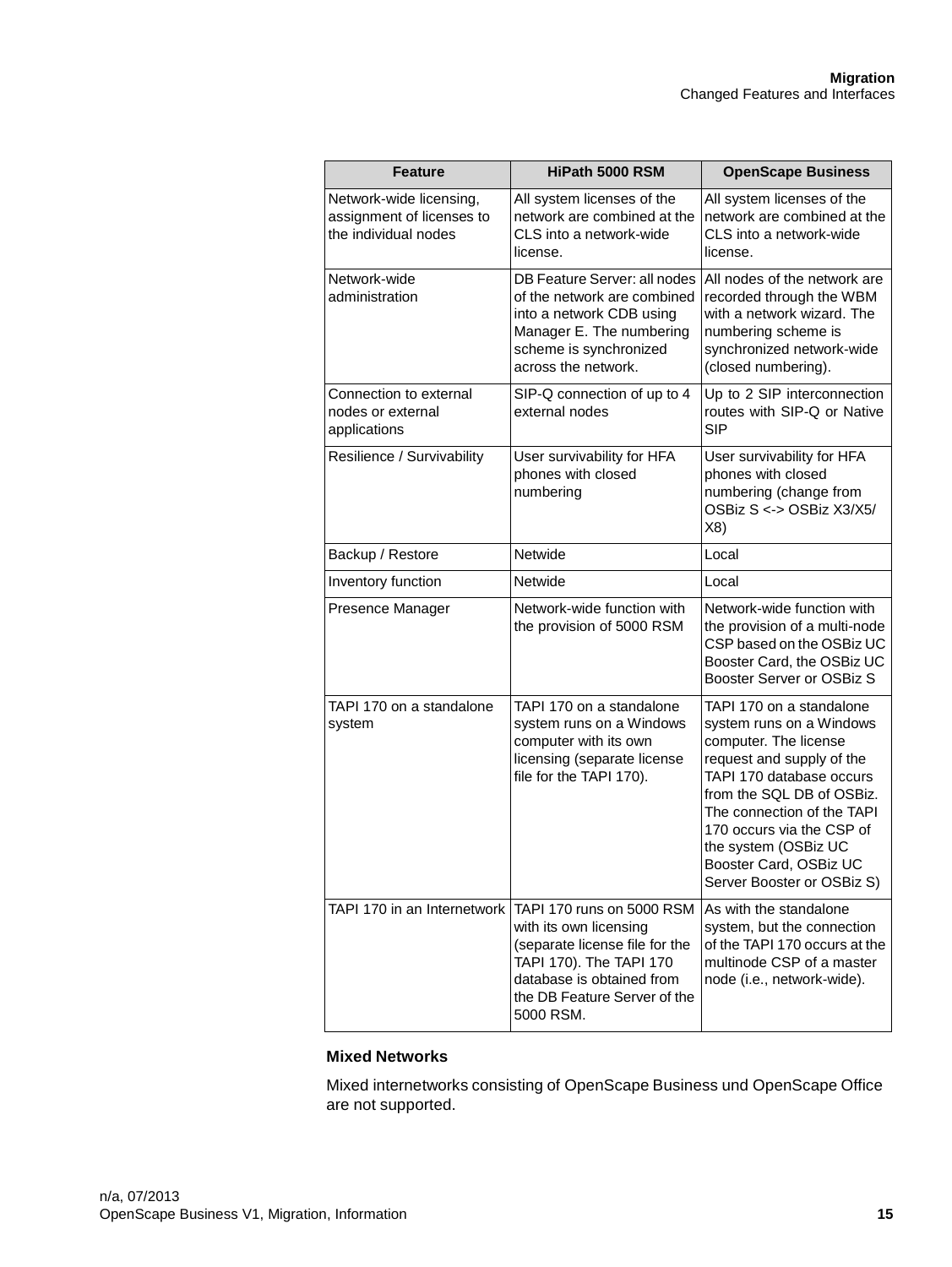| Feature | HiPath 5000 RSM | OpenScape Business |
|---|---|---|
| Network-wide licensing, assignment of licenses to the individual nodes | All system licenses of the network are combined at the CLS into a network-wide license. | All system licenses of the network are combined at the CLS into a network-wide license. |
| Network-wide administration | DB Feature Server: all nodes of the network are combined into a network CDB using Manager E. The numbering scheme is synchronized across the network. | All nodes of the network are recorded through the WBM with a network wizard. The numbering scheme is synchronized network-wide (closed numbering). |
| Connection to external nodes or external applications | SIP-Q connection of up to 4 external nodes | Up to 2 SIP interconnection routes with SIP-Q or Native SIP |
| Resilience / Survivability | User survivability for HFA phones with closed numbering | User survivability for HFA phones with closed numbering (change from OSBiz S <-> OSBiz X3/X5/ X8) |
| Backup / Restore | Netwide | Local |
| Inventory function | Netwide | Local |
| Presence Manager | Network-wide function with the provision of 5000 RSM | Network-wide function with the provision of a multi-node CSP based on the OSBiz UC Booster Card, the OSBiz UC Booster Server or OSBiz S |
| TAPI 170 on a standalone system | TAPI 170 on a standalone system runs on a Windows computer with its own licensing (separate license file for the TAPI 170). | TAPI 170 on a standalone system runs on a Windows computer. The license request and supply of the TAPI 170 database occurs from the SQL DB of OSBiz. The connection of the TAPI 170 occurs via the CSP of the system (OSBiz UC Booster Card, OSBiz UC Server Booster or OSBiz S) |
| TAPI 170 in an Internetwork | TAPI 170 runs on 5000 RSM with its own licensing (separate license file for the TAPI 170). The TAPI 170 database is obtained from the DB Feature Server of the 5000 RSM. | As with the standalone system, but the connection of the TAPI 170 occurs at the multinode CSP of a master node (i.e., network-wide). |

**Mixed Networks**

Mixed internetworks consisting of OpenScape Business und OpenScape Office are not supported.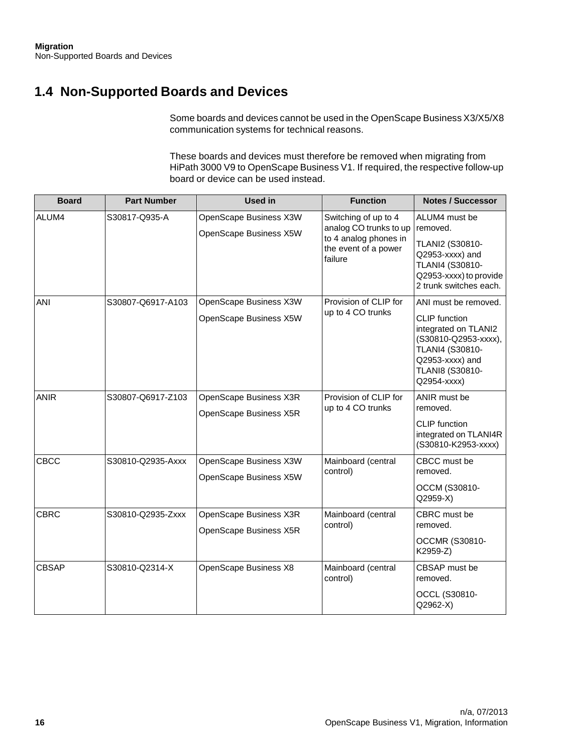## 1.4 Non-Supported Boards and Devices

Some boards and devices cannot be used in the OpenScape Business X3/X5/X8 communication systems for technical reasons.

These boards and devices must therefore be removed when migrating from HiPath 3000 V9 to OpenScape Business V1. If required, the respective follow-up board or device can be used instead.

| Board | Part Number | Used in | Function | Notes / Successor |
|---|---|---|---|---|
| ALUM4 | S30817-Q935-A | OpenScape Business X3W<br>OpenScape Business X5W | Switching of up to 4 analog CO trunks to up to 4 analog phones in the event of a power failure | ALUM4 must be removed.<br>TLANI2 (S30810-Q2953-xxxx) and TLANI4 (S30810-Q2953-xxxx) to provide 2 trunk switches each. |
| ANI | S30807-Q6917-A103 | OpenScape Business X3W<br>OpenScape Business X5W | Provision of CLIP for up to 4 CO trunks | ANI must be removed.<br>CLIP function integrated on TLANI2 (S30810-Q2953-xxxx), TLANI4 (S30810-Q2953-xxxx) and TLANI8 (S30810-Q2954-xxxx) |
| ANIR | S30807-Q6917-Z103 | OpenScape Business X3R<br>OpenScape Business X5R | Provision of CLIP for up to 4 CO trunks | ANIR must be removed.<br>CLIP function integrated on TLANI4R (S30810-K2953-xxxx) |
| CBCC | S30810-Q2935-Axxx | OpenScape Business X3W<br>OpenScape Business X5W | Mainboard (central control) | CBCC must be removed.<br>OCCM (S30810-Q2959-X) |
| CBRC | S30810-Q2935-Zxxx | OpenScape Business X3R<br>OpenScape Business X5R | Mainboard (central control) | CBRC must be removed.<br>OCCMR (S30810-K2959-Z) |
| CBSAP | S30810-Q2314-X | OpenScape Business X8 | Mainboard (central control) | CBSAP must be removed.<br>OCCL (S30810-Q2962-X) |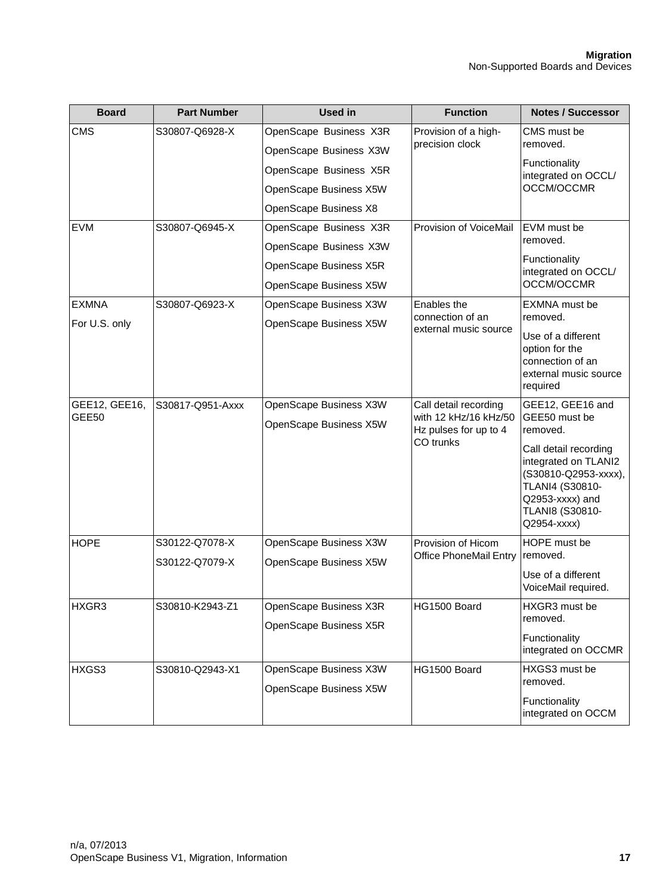| Board | Part Number | Used in | Function | Notes / Successor |
|---|---|---|---|---|
| CMS | S30807-Q6928-X | OpenScape Business X3R<br>OpenScape Business X3W<br>OpenScape Business X5R<br>OpenScape Business X5W<br>OpenScape Business X8 | Provision of a high-precision clock | CMS must be removed.<br>Functionality integrated on OCCL/ OCCM/OCCMR |
| EVM | S30807-Q6945-X | OpenScape Business X3R<br>OpenScape Business X3W<br>OpenScape Business X5R<br>OpenScape Business X5W | Provision of VoiceMail | EVM must be removed.<br>Functionality integrated on OCCL/ OCCM/OCCMR |
| EXMNA<br>For U.S. only | S30807-Q6923-X | OpenScape Business X3W<br>OpenScape Business X5W | Enables the connection of an external music source | EXMNA must be removed.<br>Use of a different option for the connection of an external music source required |
| GEE12, GEE16, GEE50 | S30817-Q951-Axxx | OpenScape Business X3W<br>OpenScape Business X5W | Call detail recording with 12 kHz/16 kHz/50 Hz pulses for up to 4 CO trunks | GEE12, GEE16 and GEE50 must be removed.<br>Call detail recording integrated on TLANI2 (S30810-Q2953-xxxx), TLANI4 (S30810-Q2953-xxxx) and TLANI8 (S30810-Q2954-xxxx) |
| HOPE | S30122-Q7078-X<br>S30122-Q7079-X | OpenScape Business X3W<br>OpenScape Business X5W | Provision of Hicom Office PhoneMail Entry | HOPE must be removed.<br>Use of a different VoiceMail required. |
| HXGR3 | S30810-K2943-Z1 | OpenScape Business X3R<br>OpenScape Business X5R | HG1500 Board | HXGR3 must be removed.<br>Functionality integrated on OCCMR |
| HXGS3 | S30810-Q2943-X1 | OpenScape Business X3W<br>OpenScape Business X5W | HG1500 Board | HXGS3 must be removed.<br>Functionality integrated on OCCM |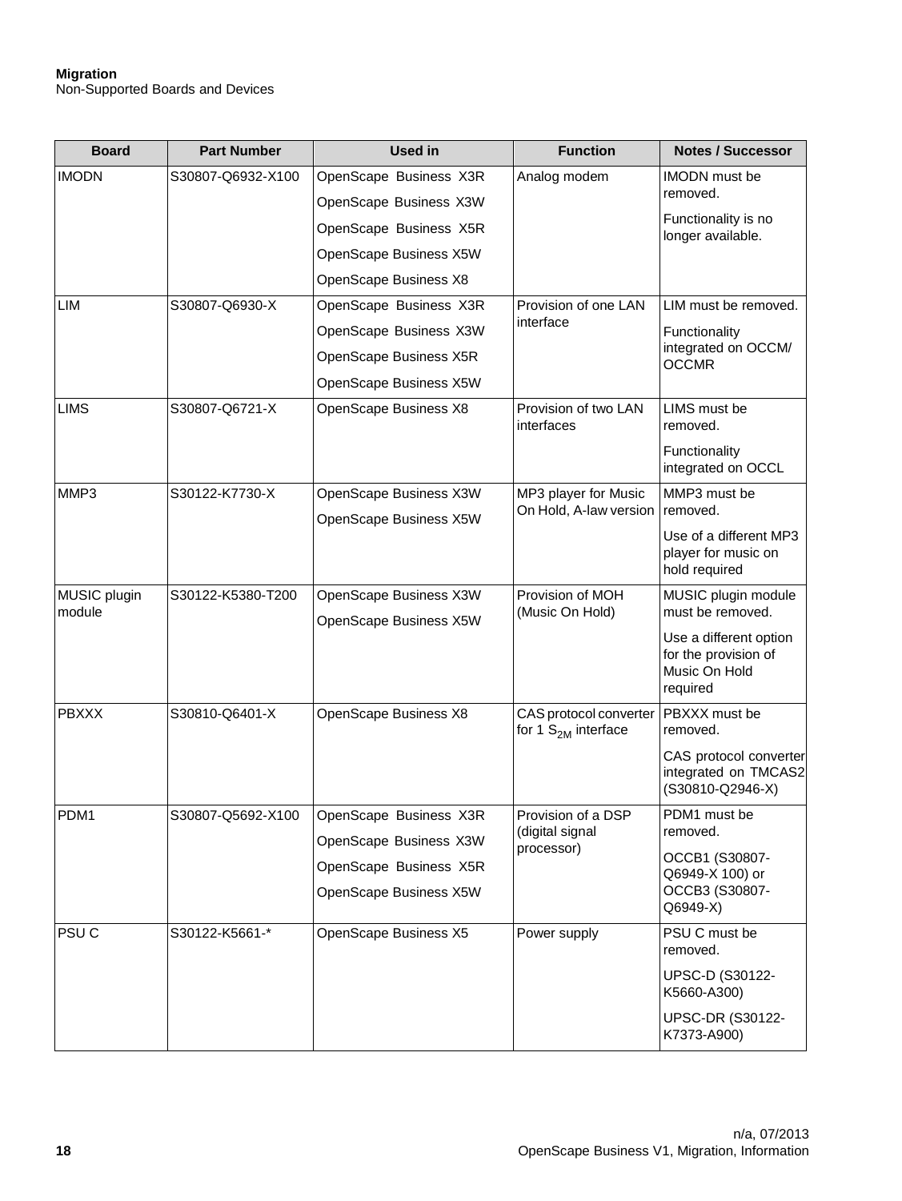| Board | Part Number | Used in | Function | Notes / Successor |
|---|---|---|---|---|
| IMODN | S30807-Q6932-X100 | OpenScape Business X3R<br>OpenScape Business X3W<br>OpenScape Business X5R<br>OpenScape Business X5W<br>OpenScape Business X8 | Analog modem | IMODN must be removed.<br>Functionality is no longer available. |
| LIM | S30807-Q6930-X | OpenScape Business X3R<br>OpenScape Business X3W<br>OpenScape Business X5R<br>OpenScape Business X5W | Provision of one LAN interface | LIM must be removed.<br>Functionality integrated on OCCM/ OCCMR |
| LIMS | S30807-Q6721-X | OpenScape Business X8 | Provision of two LAN interfaces | LIMS must be removed.<br>Functionality integrated on OCCL |
| MMP3 | S30122-K7730-X | OpenScape Business X3W<br>OpenScape Business X5W | MP3 player for Music On Hold, A-law version | MMP3 must be removed.<br>Use of a different MP3 player for music on hold required |
| MUSIC plugin module | S30122-K5380-T200 | OpenScape Business X3W<br>OpenScape Business X5W | Provision of MOH (Music On Hold) | MUSIC plugin module must be removed.<br>Use a different option for the provision of Music On Hold required |
| PBXXX | S30810-Q6401-X | OpenScape Business X8 | CAS protocol converter for 1 $S_{2M}$ interface | PBXXX must be removed.<br>CAS protocol converter integrated on TMCAS2 (S30810-Q2946-X) |
| PDM1 | S30807-Q5692-X100 | OpenScape Business X3R<br>OpenScape Business X3W<br>OpenScape Business X5R<br>OpenScape Business X5W | Provision of a DSP (digital signal processor) | PDM1 must be removed.<br>OCCB1 (S30807-Q6949-X 100) or OCCB3 (S30807-Q6949-X) |
| PSU C | S30122-K5661-* | OpenScape Business X5 | Power supply | PSU C must be removed.<br>UPSC-D (S30122-K5660-A300)<br>UPSC-DR (S30122-K7373-A900) |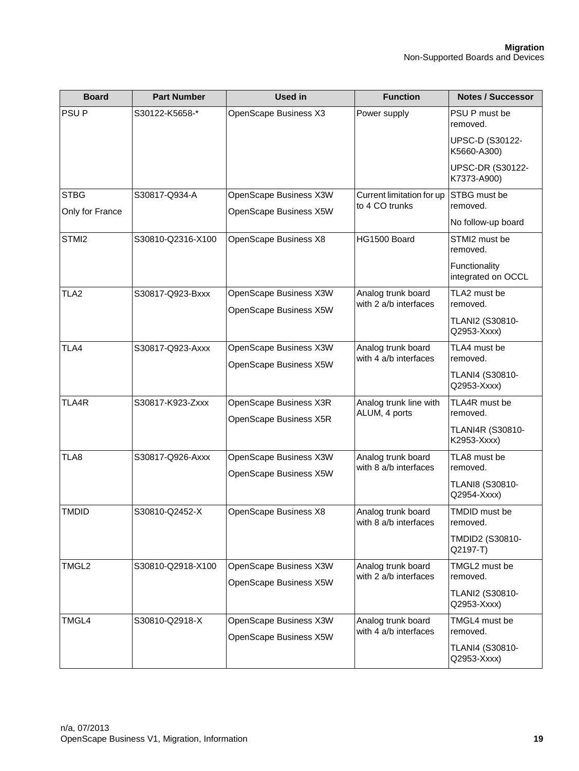| Board | Part Number | Used in | Function | Notes / Successor |
|---|---|---|---|---|
| PSU P | S30122-K5658-* | OpenScape Business X3 | Power supply | PSU P must be removed.<br>UPSC-D (S30122-K5660-A300)<br>UPSC-DR (S30122-K7373-A900) |
| STBG<br>Only for France | S30817-Q934-A | OpenScape Business X3W<br>OpenScape Business X5W | Current limitation for up to 4 CO trunks | STBG must be removed.<br>No follow-up board |
| STMI2 | S30810-Q2316-X100 | OpenScape Business X8 | HG1500 Board | STMI2 must be removed.<br>Functionality integrated on OCCL |
| TLA2 | S30817-Q923-Bxxx | OpenScape Business X3W<br>OpenScape Business X5W | Analog trunk board with 2 a/b interfaces | TLA2 must be removed.<br>TLANI2 (S30810-Q2953-Xxxx) |
| TLA4 | S30817-Q923-Axxx | OpenScape Business X3W<br>OpenScape Business X5W | Analog trunk board with 4 a/b interfaces | TLA4 must be removed.<br>TLANI4 (S30810-Q2953-Xxxx) |
| TLA4R | S30817-K923-Zxxx | OpenScape Business X3R<br>OpenScape Business X5R | Analog trunk line with ALUM, 4 ports | TLA4R must be removed.<br>TLANI4R (S30810-K2953-Xxxx) |
| TLA8 | S30817-Q926-Axxx | OpenScape Business X3W<br>OpenScape Business X5W | Analog trunk board with 8 a/b interfaces | TLA8 must be removed.<br>TLANI8 (S30810-Q2954-Xxxx) |
| TMDID | S30810-Q2452-X | OpenScape Business X8 | Analog trunk board with 8 a/b interfaces | TMDID must be removed.<br>TMDID2 (S30810-Q2197-T) |
| TMGL2 | S30810-Q2918-X100 | OpenScape Business X3W<br>OpenScape Business X5W | Analog trunk board with 2 a/b interfaces | TMGL2 must be removed.<br>TLANI2 (S30810-Q2953-Xxxx) |
| TMGL4 | S30810-Q2918-X | OpenScape Business X3W<br>OpenScape Business X5W | Analog trunk board with 4 a/b interfaces | TMGL4 must be removed.<br>TLANI4 (S30810-Q2953-Xxxx) |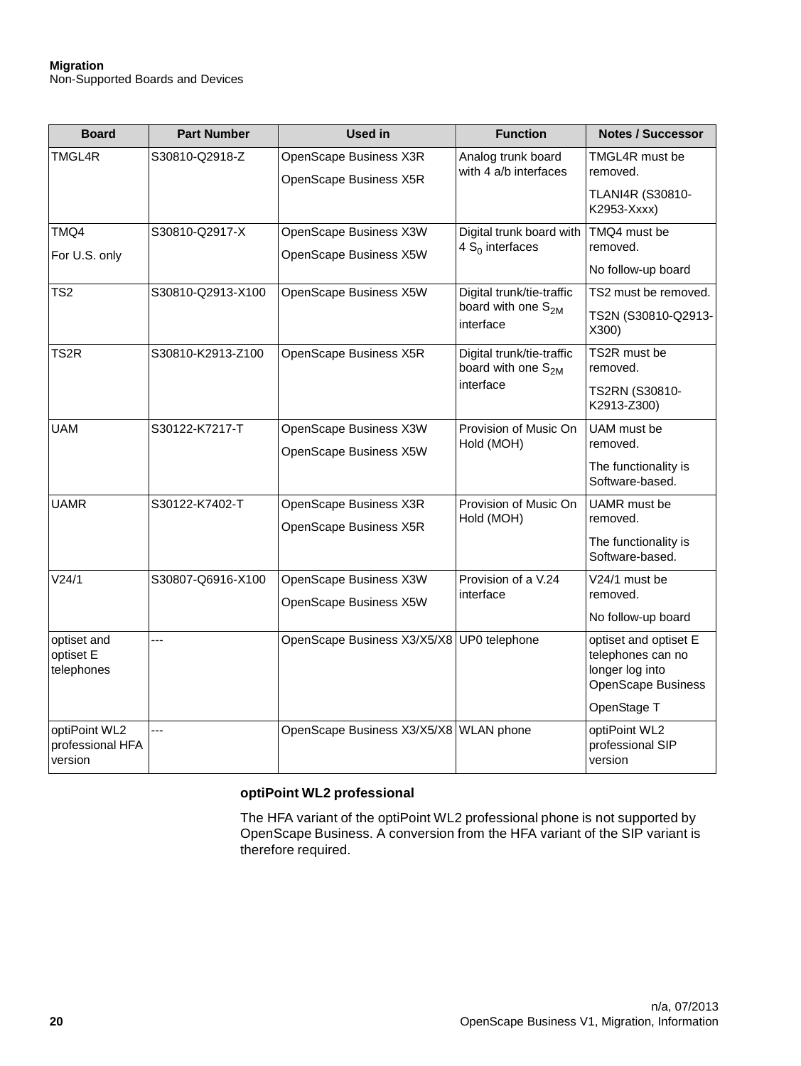| Board | Part Number | Used in | Function | Notes / Successor |
|---|---|---|---|---|
| TMGL4R | S30810-Q2918-Z | OpenScape Business X3R<br>OpenScape Business X5R | Analog trunk board with 4 a/b interfaces | TMGL4R must be removed.<br>TLANI4R (S30810-K2953-Xxxx) |
| TMQ4<br>For U.S. only | S30810-Q2917-X | OpenScape Business X3W<br>OpenScape Business X5W | Digital trunk board with 4 $S_0$ interfaces | TMQ4 must be removed.<br>No follow-up board |
| TS2 | S30810-Q2913-X100 | OpenScape Business X5W | Digital trunk/tie-traffic board with one $S_{2M}$ interface | TS2 must be removed.<br>TS2N (S30810-Q2913-X300) |
| TS2R | S30810-K2913-Z100 | OpenScape Business X5R | Digital trunk/tie-traffic board with one $S_{2M}$ interface | TS2R must be removed.<br>TS2RN (S30810-K2913-Z300) |
| UAM | S30122-K7217-T | OpenScape Business X3W<br>OpenScape Business X5W | Provision of Music On Hold (MOH) | UAM must be removed.<br>The functionality is Software-based. |
| UAMR | S30122-K7402-T | OpenScape Business X3R<br>OpenScape Business X5R | Provision of Music On Hold (MOH) | UAMR must be removed.<br>The functionality is Software-based. |
| V24/1 | S30807-Q6916-X100 | OpenScape Business X3W<br>OpenScape Business X5W | Provision of a V.24 interface | V24/1 must be removed.<br>No follow-up board |
| optiset and optiset E telephones | --- | OpenScape Business X3/X5/X8 | UP0 telephone | optiset and optiset E telephones can no longer log into OpenScape Business<br>OpenStage T |
| optiPoint WL2 professional HFA version | --- | OpenScape Business X3/X5/X8 | WLAN phone | optiPoint WL2 professional SIP version |

**optiPoint WL2 professional**

The HFA variant of the optiPoint WL2 professional phone is not supported by OpenScape Business. A conversion from the HFA variant of the SIP variant is therefore required.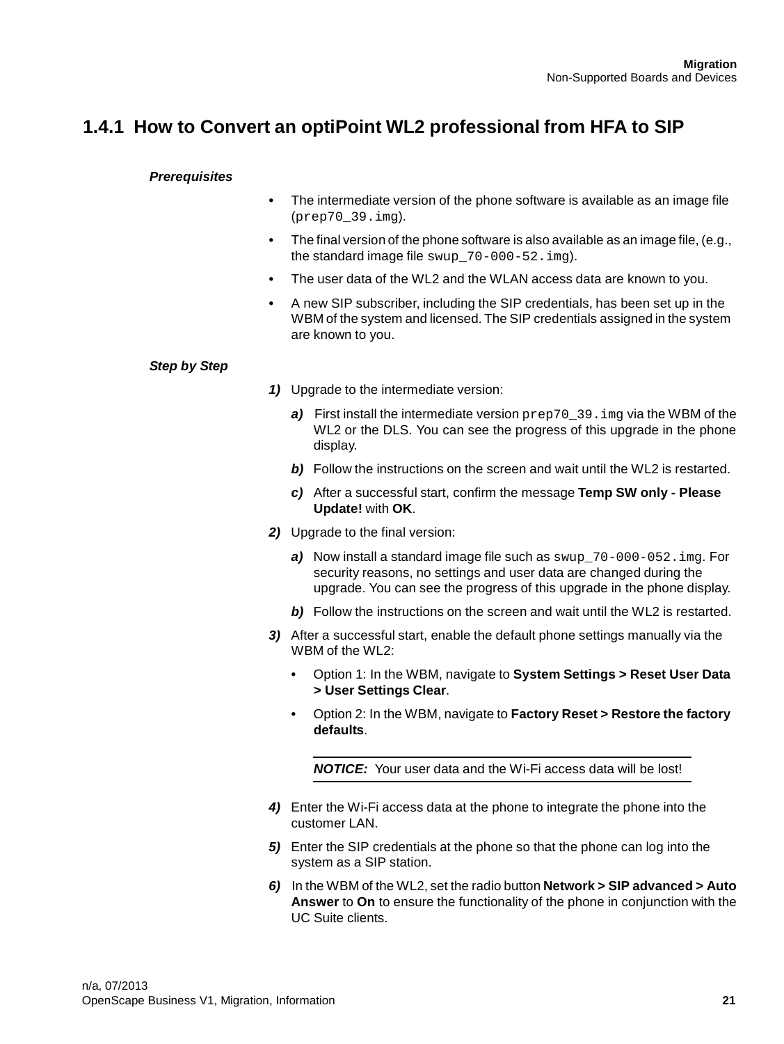### 1.4.1 How to Convert an optiPoint WL2 professional from HFA to SIP

***Prerequisites***

- The intermediate version of the phone software is available as an image file (`prep70_39.img`).
- The final version of the phone software is also available as an image file, (e.g., the standard image file `swup_70-000-52.img`).
- The user data of the WL2 and the WLAN access data are known to you.
- A new SIP subscriber, including the SIP credentials, has been set up in the WBM of the system and licensed. The SIP credentials assigned in the system are known to you.

***Step by Step***

***1)*** Upgrade to the intermediate version:

   ***a)*** First install the intermediate version `prep70_39.img` via the WBM of the WL2 or the DLS. You can see the progress of this upgrade in the phone display.

   ***b)*** Follow the instructions on the screen and wait until the WL2 is restarted.

   ***c)*** After a successful start, confirm the message **Temp SW only - Please Update!** with **OK**.

***2)*** Upgrade to the final version:

   ***a)*** Now install a standard image file such as `swup_70-000-052.img`. For security reasons, no settings and user data are changed during the upgrade. You can see the progress of this upgrade in the phone display.

   ***b)*** Follow the instructions on the screen and wait until the WL2 is restarted.

***3)*** After a successful start, enable the default phone settings manually via the WBM of the WL2:

   - Option 1: In the WBM, navigate to **System Settings > Reset User Data > User Settings Clear**.
   - Option 2: In the WBM, navigate to **Factory Reset > Restore the factory defaults**.

   ***NOTICE:*** Your user data and the Wi-Fi access data will be lost!

***4)*** Enter the Wi-Fi access data at the phone to integrate the phone into the customer LAN.

***5)*** Enter the SIP credentials at the phone so that the phone can log into the system as a SIP station.

***6)*** In the WBM of the WL2, set the radio button **Network > SIP advanced > Auto Answer** to **On** to ensure the functionality of the phone in conjunction with the UC Suite clients.